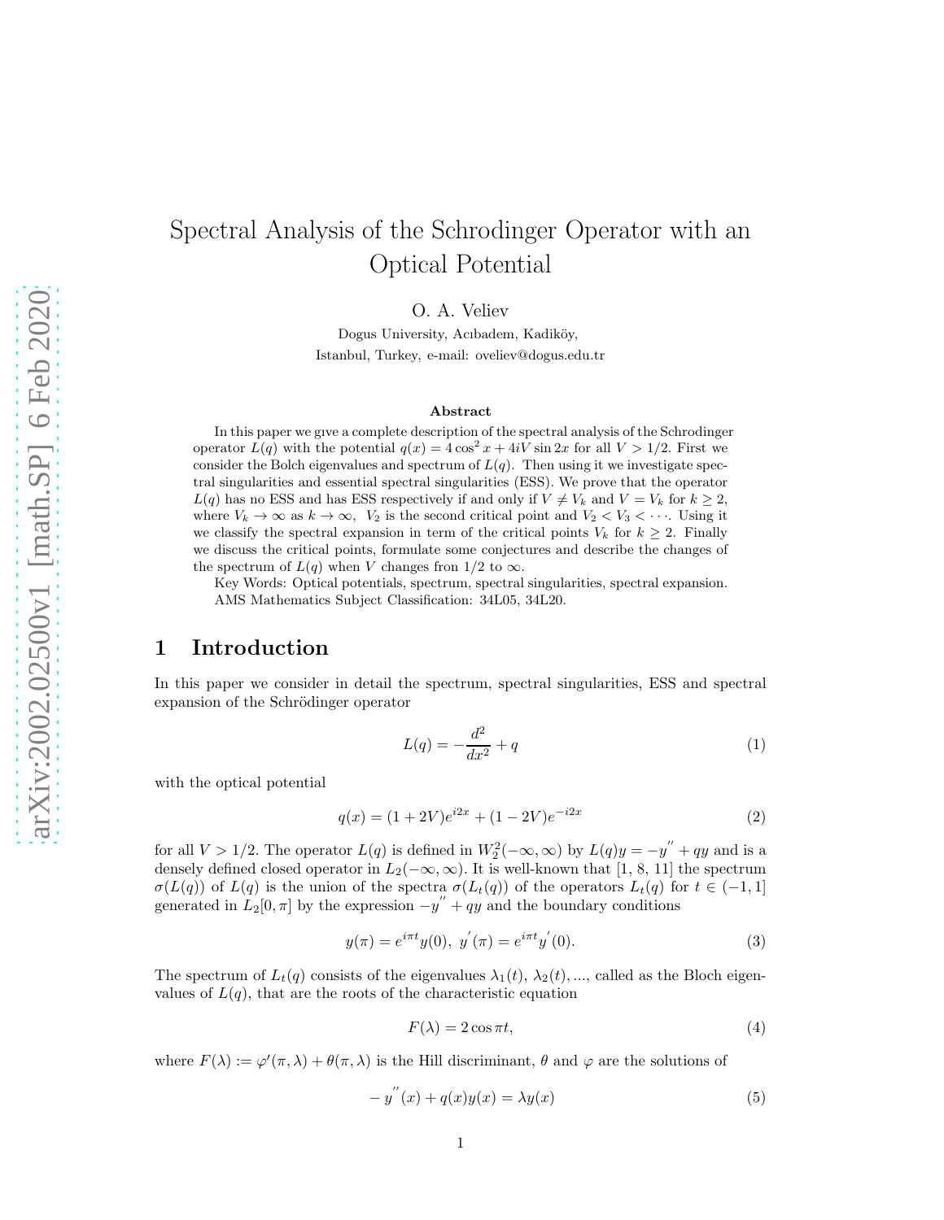# Spectral Analysis of the Schrodinger Operator with an Optical Potential

O. A. Veliev

Dogus University, Acıbadem, Kadiköy,
Istanbul, Turkey, e-mail: oveliev@dogus.edu.tr

### Abstract

In this paper we gıve a complete description of the spectral analysis of the Schrodinger operator $L(q)$ with the potential $q(x) = 4\cos^2 x + 4iV \sin 2x$ for all $V > 1/2$. First we consider the Bolch eigenvalues and spectrum of $L(q)$. Then using it we investigate spectral singularities and essential spectral singularities (ESS). We prove that the operator $L(q)$ has no ESS and has ESS respectively if and only if $V \neq V_k$ and $V = V_k$ for $k \geq 2$, where $V_k \to \infty$ as $k \to \infty$, $V_2$ is the second critical point and $V_2 < V_3 < \cdots$. Using it we classify the spectral expansion in term of the critical points $V_k$ for $k \geq 2$. Finally we discuss the critical points, formulate some conjectures and describe the changes of the spectrum of $L(q)$ when $V$ changes fron $1/2$ to $\infty$.

Key Words: Optical potentials, spectrum, spectral singularities, spectral expansion.
AMS Mathematics Subject Classification: 34L05, 34L20.

## 1 Introduction

In this paper we consider in detail the spectrum, spectral singularities, ESS and spectral expansion of the Schrödinger operator

$$L(q) = -\frac{d^2}{dx^2} + q \tag{1}$$

with the optical potential

$$q(x) = (1 + 2V)e^{i2x} + (1 - 2V)e^{-i2x} \tag{2}$$

for all $V > 1/2$. The operator $L(q)$ is defined in $W_2^2(-\infty, \infty)$ by $L(q)y = -y'' + qy$ and is a densely defined closed operator in $L_2(-\infty, \infty)$. It is well-known that [1, 8, 11] the spectrum $\sigma(L(q))$ of $L(q)$ is the union of the spectra $\sigma(L_t(q))$ of the operators $L_t(q)$ for $t \in (-1, 1]$ generated in $L_2[0, \pi]$ by the expression $-y'' + qy$ and the boundary conditions

$$y(\pi) = e^{i\pi t}y(0),\ y'(\pi) = e^{i\pi t}y'(0). \tag{3}$$

The spectrum of $L_t(q)$ consists of the eigenvalues $\lambda_1(t),\ \lambda_2(t), ...,$ called as the Bloch eigenvalues of $L(q)$, that are the roots of the characteristic equation

$$F(\lambda) = 2\cos \pi t, \tag{4}$$

where $F(\lambda) := \varphi'(\pi, \lambda) + \theta(\pi, \lambda)$ is the Hill discriminant, $\theta$ and $\varphi$ are the solutions of

$$-y''(x) + q(x)y(x) = \lambda y(x) \tag{5}$$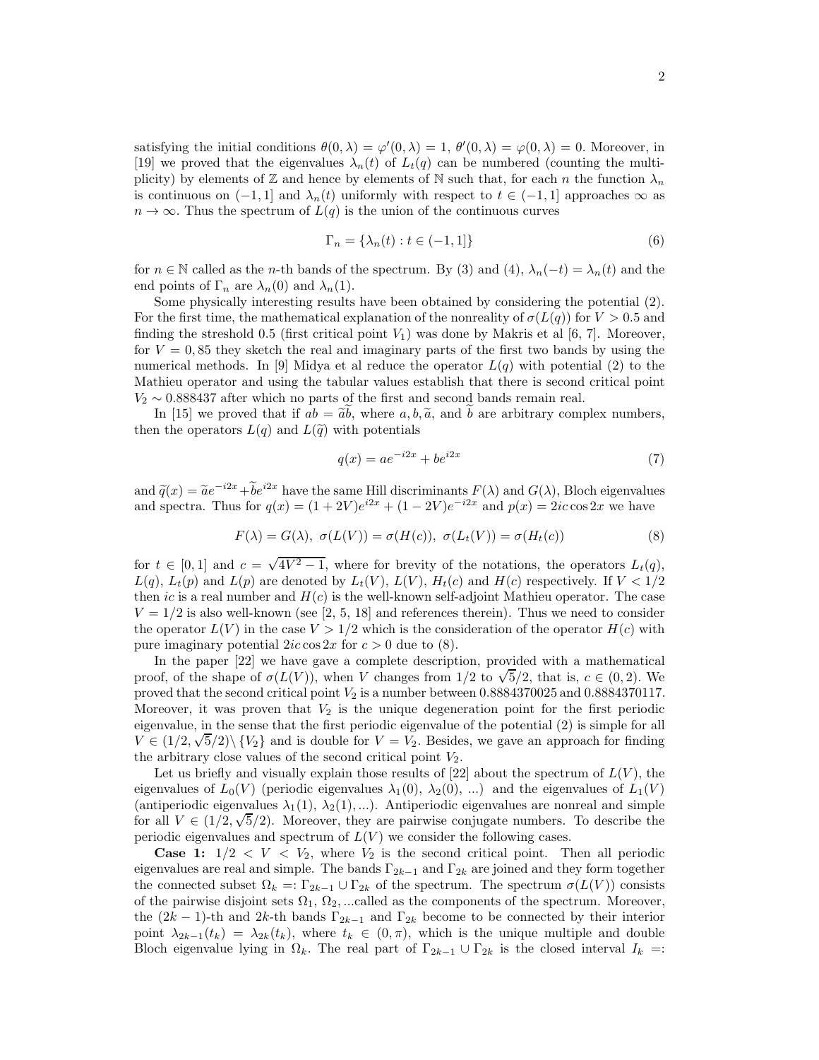satisfying the initial conditions $\theta(0,\lambda) = \varphi'(0,\lambda) = 1$, $\theta'(0,\lambda) = \varphi(0,\lambda) = 0$. Moreover, in [19] we proved that the eigenvalues $\lambda_n(t)$ of $L_t(q)$ can be numbered (counting the multiplicity) by elements of $\mathbb{Z}$ and hence by elements of $\mathbb{N}$ such that, for each $n$ the function $\lambda_n$ is continuous on $(-1,1]$ and $\lambda_n(t)$ uniformly with respect to $t \in (-1,1]$ approaches $\infty$ as $n \to \infty$. Thus the spectrum of $L(q)$ is the union of the continuous curves

$$\Gamma_n = \{\lambda_n(t) : t \in (-1,1]\} \tag{6}$$

for $n \in \mathbb{N}$ called as the $n$-th bands of the spectrum. By (3) and (4), $\lambda_n(-t) = \lambda_n(t)$ and the end points of $\Gamma_n$ are $\lambda_n(0)$ and $\lambda_n(1)$.

Some physically interesting results have been obtained by considering the potential (2). For the first time, the mathematical explanation of the nonreality of $\sigma(L(q))$ for $V > 0.5$ and finding the streshold 0.5 (first critical point $V_1$) was done by Makris et al [6, 7]. Moreover, for $V = 0,85$ they sketch the real and imaginary parts of the first two bands by using the numerical methods. In [9] Midya et al reduce the operator $L(q)$ with potential (2) to the Mathieu operator and using the tabular values establish that there is second critical point $V_2 \sim 0.888437$ after which no parts of the first and second bands remain real.

In [15] we proved that if $ab = \widetilde{a}\widetilde{b}$, where $a, b, \widetilde{a}$, and $\widetilde{b}$ are arbitrary complex numbers, then the operators $L(q)$ and $L(\widetilde{q})$ with potentials

$$q(x) = ae^{-i2x} + be^{i2x} \tag{7}$$

and $\widetilde{q}(x) = \widetilde{a}e^{-i2x} + \widetilde{b}e^{i2x}$ have the same Hill discriminants $F(\lambda)$ and $G(\lambda)$, Bloch eigenvalues and spectra. Thus for $q(x) = (1+2V)e^{i2x} + (1-2V)e^{-i2x}$ and $p(x) = 2ic\cos 2x$ we have

$$F(\lambda) = G(\lambda),\ \sigma(L(V)) = \sigma(H(c)),\ \sigma(L_t(V)) = \sigma(H_t(c)) \tag{8}$$

for $t \in [0,1]$ and $c = \sqrt{4V^2 - 1}$, where for brevity of the notations, the operators $L_t(q)$, $L(q)$, $L_t(p)$ and $L(p)$ are denoted by $L_t(V)$, $L(V)$, $H_t(c)$ and $H(c)$ respectively. If $V < 1/2$ then $ic$ is a real number and $H(c)$ is the well-known self-adjoint Mathieu operator. The case $V = 1/2$ is also well-known (see [2, 5, 18] and references therein). Thus we need to consider the operator $L(V)$ in the case $V > 1/2$ which is the consideration of the operator $H(c)$ with pure imaginary potential $2ic\cos 2x$ for $c > 0$ due to (8).

In the paper [22] we have gave a complete description, provided with a mathematical proof, of the shape of $\sigma(L(V))$, when $V$ changes from $1/2$ to $\sqrt{5}/2$, that is, $c \in (0,2)$. We proved that the second critical point $V_2$ is a number between 0.8884370025 and 0.8884370117. Moreover, it was proven that $V_2$ is the unique degeneration point for the first periodic eigenvalue, in the sense that the first periodic eigenvalue of the potential (2) is simple for all $V \in (1/2, \sqrt{5}/2) \backslash \{V_2\}$ and is double for $V = V_2$. Besides, we gave an approach for finding the arbitrary close values of the second critical point $V_2$.

Let us briefly and visually explain those results of [22] about the spectrum of $L(V)$, the eigenvalues of $L_0(V)$ (periodic eigenvalues $\lambda_1(0)$, $\lambda_2(0)$, ...) and the eigenvalues of $L_1(V)$ (antiperiodic eigenvalues $\lambda_1(1)$, $\lambda_2(1)$, ...). Antiperiodic eigenvalues are nonreal and simple for all $V \in (1/2, \sqrt{5}/2)$. Moreover, they are pairwise conjugate numbers. To describe the periodic eigenvalues and spectrum of $L(V)$ we consider the following cases.

**Case 1:** $1/2 < V < V_2$, where $V_2$ is the second critical point. Then all periodic eigenvalues are real and simple. The bands $\Gamma_{2k-1}$ and $\Gamma_{2k}$ are joined and they form together the connected subset $\Omega_k =: \Gamma_{2k-1} \cup \Gamma_{2k}$ of the spectrum. The spectrum $\sigma(L(V))$ consists of the pairwise disjoint sets $\Omega_1$, $\Omega_2$, ...called as the components of the spectrum. Moreover, the $(2k-1)$-th and $2k$-th bands $\Gamma_{2k-1}$ and $\Gamma_{2k}$ become to be connected by their interior point $\lambda_{2k-1}(t_k) = \lambda_{2k}(t_k)$, where $t_k \in (0,\pi)$, which is the unique multiple and double Bloch eigenvalue lying in $\Omega_k$. The real part of $\Gamma_{2k-1} \cup \Gamma_{2k}$ is the closed interval $I_k =:$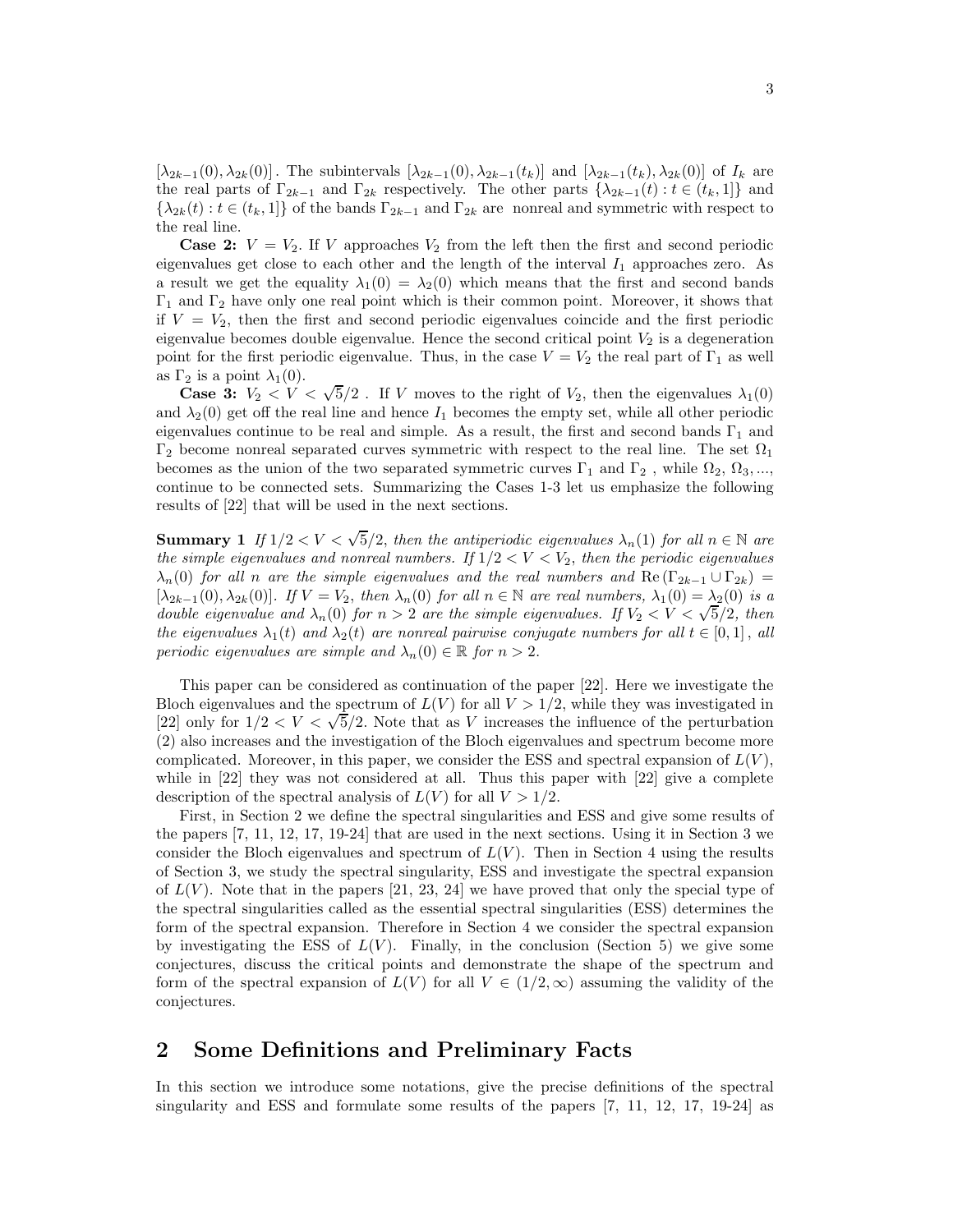$[\lambda_{2k-1}(0), \lambda_{2k}(0)]$. The subintervals $[\lambda_{2k-1}(0), \lambda_{2k-1}(t_k)]$ and $[\lambda_{2k-1}(t_k), \lambda_{2k}(0)]$ of $I_k$ are the real parts of $\Gamma_{2k-1}$ and $\Gamma_{2k}$ respectively. The other parts $\{\lambda_{2k-1}(t) : t \in (t_k, 1]\}$ and $\{\lambda_{2k}(t) : t \in (t_k, 1]\}$ of the bands $\Gamma_{2k-1}$ and $\Gamma_{2k}$ are nonreal and symmetric with respect to the real line.

**Case 2:** $V = V_2$. If $V$ approaches $V_2$ from the left then the first and second periodic eigenvalues get close to each other and the length of the interval $I_1$ approaches zero. As a result we get the equality $\lambda_1(0) = \lambda_2(0)$ which means that the first and second bands $\Gamma_1$ and $\Gamma_2$ have only one real point which is their common point. Moreover, it shows that if $V = V_2$, then the first and second periodic eigenvalues coincide and the first periodic eigenvalue becomes double eigenvalue. Hence the second critical point $V_2$ is a degeneration point for the first periodic eigenvalue. Thus, in the case $V = V_2$ the real part of $\Gamma_1$ as well as $\Gamma_2$ is a point $\lambda_1(0)$.

**Case 3:** $V_2 < V < \sqrt{5}/2$ . If $V$ moves to the right of $V_2$, then the eigenvalues $\lambda_1(0)$ and $\lambda_2(0)$ get off the real line and hence $I_1$ becomes the empty set, while all other periodic eigenvalues continue to be real and simple. As a result, the first and second bands $\Gamma_1$ and $\Gamma_2$ become nonreal separated curves symmetric with respect to the real line. The set $\Omega_1$ becomes as the union of the two separated symmetric curves $\Gamma_1$ and $\Gamma_2$ , while $\Omega_2$, $\Omega_3$, ..., continue to be connected sets. Summarizing the Cases 1-3 let us emphasize the following results of [22] that will be used in the next sections.

**Summary 1** *If $1/2 < V < \sqrt{5}/2$, then the antiperiodic eigenvalues $\lambda_n(1)$ for all $n \in \mathbb{N}$ are the simple eigenvalues and nonreal numbers. If $1/2 < V < V_2$, then the periodic eigenvalues $\lambda_n(0)$ for all $n$ are the simple eigenvalues and the real numbers and $\operatorname{Re}(\Gamma_{2k-1} \cup \Gamma_{2k}) = [\lambda_{2k-1}(0), \lambda_{2k}(0)]$. If $V = V_2$, then $\lambda_n(0)$ for all $n \in \mathbb{N}$ are real numbers, $\lambda_1(0) = \lambda_2(0)$ is a double eigenvalue and $\lambda_n(0)$ for $n > 2$ are the simple eigenvalues. If $V_2 < V < \sqrt{5}/2$, then the eigenvalues $\lambda_1(t)$ and $\lambda_2(t)$ are nonreal pairwise conjugate numbers for all $t \in [0, 1]$, all periodic eigenvalues are simple and $\lambda_n(0) \in \mathbb{R}$ for $n > 2$.*

This paper can be considered as continuation of the paper [22]. Here we investigate the Bloch eigenvalues and the spectrum of $L(V)$ for all $V > 1/2$, while they was investigated in [22] only for $1/2 < V < \sqrt{5}/2$. Note that as $V$ increases the influence of the perturbation (2) also increases and the investigation of the Bloch eigenvalues and spectrum become more complicated. Moreover, in this paper, we consider the ESS and spectral expansion of $L(V)$, while in [22] they was not considered at all. Thus this paper with [22] give a complete description of the spectral analysis of $L(V)$ for all $V > 1/2$.

First, in Section 2 we define the spectral singularities and ESS and give some results of the papers [7, 11, 12, 17, 19-24] that are used in the next sections. Using it in Section 3 we consider the Bloch eigenvalues and spectrum of $L(V)$. Then in Section 4 using the results of Section 3, we study the spectral singularity, ESS and investigate the spectral expansion of $L(V)$. Note that in the papers [21, 23, 24] we have proved that only the special type of the spectral singularities called as the essential spectral singularities (ESS) determines the form of the spectral expansion. Therefore in Section 4 we consider the spectral expansion by investigating the ESS of $L(V)$. Finally, in the conclusion (Section 5) we give some conjectures, discuss the critical points and demonstrate the shape of the spectrum and form of the spectral expansion of $L(V)$ for all $V \in (1/2, \infty)$ assuming the validity of the conjectures.

## 2 Some Definitions and Preliminary Facts

In this section we introduce some notations, give the precise definitions of the spectral singularity and ESS and formulate some results of the papers [7, 11, 12, 17, 19-24] as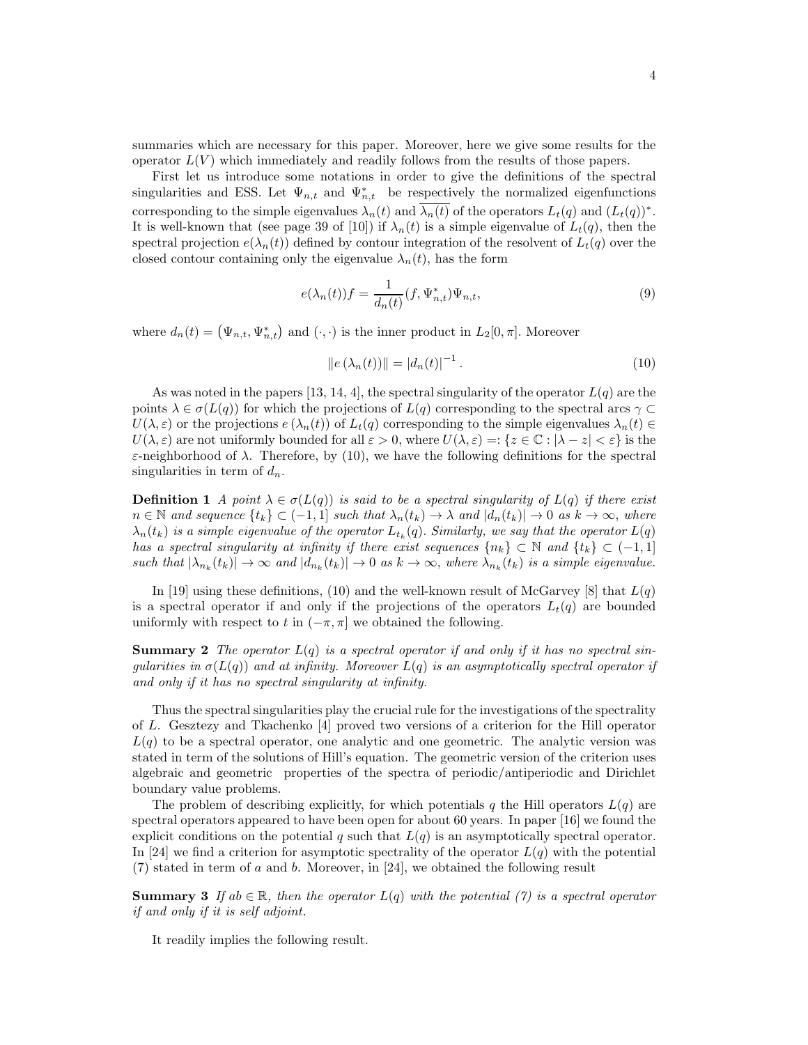summaries which are necessary for this paper. Moreover, here we give some results for the operator $L(V)$ which immediately and readily follows from the results of those papers.

First let us introduce some notations in order to give the definitions of the spectral singularities and ESS. Let $\Psi_{n,t}$ and $\Psi^*_{n,t}$ be respectively the normalized eigenfunctions corresponding to the simple eigenvalues $\lambda_n(t)$ and $\overline{\lambda_n(t)}$ of the operators $L_t(q)$ and $(L_t(q))^*$. It is well-known that (see page 39 of [10]) if $\lambda_n(t)$ is a simple eigenvalue of $L_t(q)$, then the spectral projection $e(\lambda_n(t))$ defined by contour integration of the resolvent of $L_t(q)$ over the closed contour containing only the eigenvalue $\lambda_n(t)$, has the form

$$e(\lambda_n(t))f = \frac{1}{d_n(t)}(f, \Psi^*_{n,t})\Psi_{n,t}, \tag{9}$$

where $d_n(t) = \left(\Psi_{n,t}, \Psi^*_{n,t}\right)$ and $(\cdot,\cdot)$ is the inner product in $L_2[0,\pi]$. Moreover

$$\|e(\lambda_n(t))\| = |d_n(t)|^{-1}. \tag{10}$$

As was noted in the papers [13, 14, 4], the spectral singularity of the operator $L(q)$ are the points $\lambda \in \sigma(L(q))$ for which the projections of $L(q)$ corresponding to the spectral arcs $\gamma \subset U(\lambda,\varepsilon)$ or the projections $e(\lambda_n(t))$ of $L_t(q)$ corresponding to the simple eigenvalues $\lambda_n(t) \in U(\lambda,\varepsilon)$ are not uniformly bounded for all $\varepsilon > 0$, where $U(\lambda,\varepsilon) =: \{z \in \mathbb{C} : |\lambda - z| < \varepsilon\}$ is the $\varepsilon$-neighborhood of $\lambda$. Therefore, by (10), we have the following definitions for the spectral singularities in term of $d_n$.

**Definition 1** *A point $\lambda \in \sigma(L(q))$ is said to be a spectral singularity of $L(q)$ if there exist $n \in \mathbb{N}$ and sequence $\{t_k\} \subset (-1,1]$ such that $\lambda_n(t_k) \to \lambda$ and $|d_n(t_k)| \to 0$ as $k \to \infty$, where $\lambda_n(t_k)$ is a simple eigenvalue of the operator $L_{t_k}(q)$. Similarly, we say that the operator $L(q)$ has a spectral singularity at infinity if there exist sequences $\{n_k\} \subset \mathbb{N}$ and $\{t_k\} \subset (-1,1]$ such that $|\lambda_{n_k}(t_k)| \to \infty$ and $|d_{n_k}(t_k)| \to 0$ as $k \to \infty$, where $\lambda_{n_k}(t_k)$ is a simple eigenvalue.*

In [19] using these definitions, (10) and the well-known result of McGarvey [8] that $L(q)$ is a spectral operator if and only if the projections of the operators $L_t(q)$ are bounded uniformly with respect to $t$ in $(-\pi,\pi]$ we obtained the following.

**Summary 2** *The operator $L(q)$ is a spectral operator if and only if it has no spectral singularities in $\sigma(L(q))$ and at infinity. Moreover $L(q)$ is an asymptotically spectral operator if and only if it has no spectral singularity at infinity.*

Thus the spectral singularities play the crucial rule for the investigations of the spectrality of $L$. Gesztezy and Tkachenko [4] proved two versions of a criterion for the Hill operator $L(q)$ to be a spectral operator, one analytic and one geometric. The analytic version was stated in term of the solutions of Hill's equation. The geometric version of the criterion uses algebraic and geometric properties of the spectra of periodic/antiperiodic and Dirichlet boundary value problems.

The problem of describing explicitly, for which potentials $q$ the Hill operators $L(q)$ are spectral operators appeared to have been open for about 60 years. In paper [16] we found the explicit conditions on the potential $q$ such that $L(q)$ is an asymptotically spectral operator. In [24] we find a criterion for asymptotic spectrality of the operator $L(q)$ with the potential (7) stated in term of $a$ and $b$. Moreover, in [24], we obtained the following result

**Summary 3** *If $ab \in \mathbb{R}$, then the operator $L(q)$ with the potential (7) is a spectral operator if and only if it is self adjoint.*

It readily implies the following result.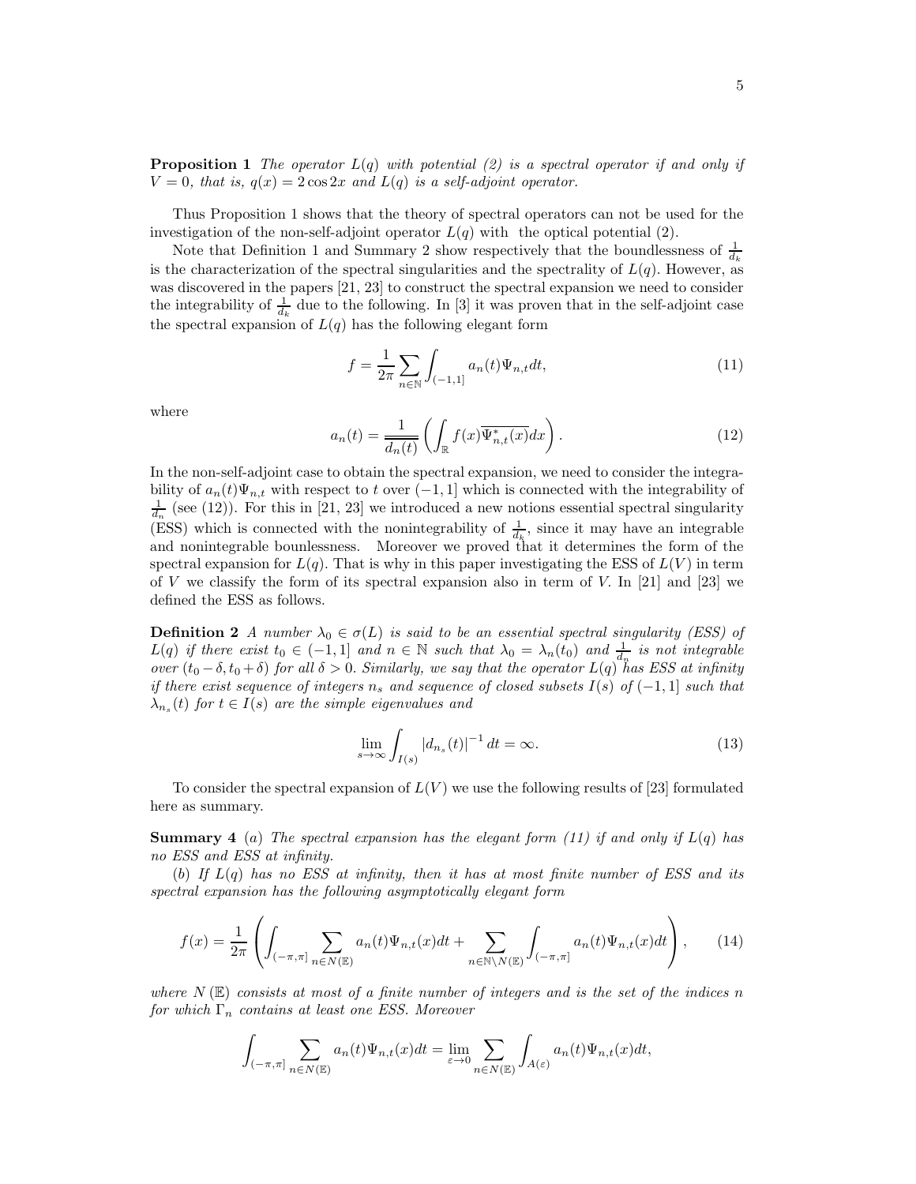**Proposition 1** *The operator $L(q)$ with potential (2) is a spectral operator if and only if $V = 0$, that is, $q(x) = 2\cos 2x$ and $L(q)$ is a self-adjoint operator.*

Thus Proposition 1 shows that the theory of spectral operators can not be used for the investigation of the non-self-adjoint operator $L(q)$ with the optical potential (2).

Note that Definition 1 and Summary 2 show respectively that the boundlessness of $\frac{1}{d_k}$ is the characterization of the spectral singularities and the spectrality of $L(q)$. However, as was discovered in the papers [21, 23] to construct the spectral expansion we need to consider the integrability of $\frac{1}{d_k}$ due to the following. In [3] it was proven that in the self-adjoint case the spectral expansion of $L(q)$ has the following elegant form

$$f = \frac{1}{2\pi} \sum_{n \in \mathbb{N}} \int_{(-1,1]} a_n(t) \Psi_{n,t} dt, \tag{11}$$

where

$$a_n(t) = \frac{1}{\overline{d_n(t)}} \left( \int_{\mathbb{R}} f(x) \overline{\Psi^*_{n,t}(x)} dx \right). \tag{12}$$

In the non-self-adjoint case to obtain the spectral expansion, we need to consider the integrability of $a_n(t)\Psi_{n,t}$ with respect to $t$ over $(-1, 1]$ which is connected with the integrability of $\frac{1}{d_n}$ (see (12)). For this in [21, 23] we introduced a new notions essential spectral singularity (ESS) which is connected with the nonintegrability of $\frac{1}{d_k}$, since it may have an integrable and nonintegrable bounlessness. Moreover we proved that it determines the form of the spectral expansion for $L(q)$. That is why in this paper investigating the ESS of $L(V)$ in term of $V$ we classify the form of its spectral expansion also in term of $V$. In [21] and [23] we defined the ESS as follows.

**Definition 2** *A number $\lambda_0 \in \sigma(L)$ is said to be an essential spectral singularity (ESS) of $L(q)$ if there exist $t_0 \in (-1, 1]$ and $n \in \mathbb{N}$ such that $\lambda_0 = \lambda_n(t_0)$ and $\frac{1}{d_n}$ is not integrable over $(t_0 - \delta, t_0 + \delta)$ for all $\delta > 0$. Similarly, we say that the operator $L(q)$ has ESS at infinity if there exist sequence of integers $n_s$ and sequence of closed subsets $I(s)$ of $(-1, 1]$ such that $\lambda_{n_s}(t)$ for $t \in I(s)$ are the simple eigenvalues and*

$$\lim_{s \to \infty} \int_{I(s)} |d_{n_s}(t)|^{-1} dt = \infty. \tag{13}$$

To consider the spectral expansion of $L(V)$ we use the following results of [23] formulated here as summary.

**Summary 4** (*a*) *The spectral expansion has the elegant form (11) if and only if $L(q)$ has no ESS and ESS at infinity.*

(*b*) *If $L(q)$ has no ESS at infinity, then it has at most finite number of ESS and its spectral expansion has the following asymptotically elegant form*

$$f(x) = \frac{1}{2\pi} \left( \int_{(-\pi,\pi]} \sum_{n \in N(\mathbb{E})} a_n(t) \Psi_{n,t}(x) dt + \sum_{n \in \mathbb{N} \setminus N(\mathbb{E})} \int_{(-\pi,\pi]} a_n(t) \Psi_{n,t}(x) dt \right), \tag{14}$$

*where $N(\mathbb{E})$ consists at most of a finite number of integers and is the set of the indices $n$ for which $\Gamma_n$ contains at least one ESS. Moreover*

$$\int_{(-\pi,\pi]} \sum_{n \in N(\mathbb{E})} a_n(t) \Psi_{n,t}(x) dt = \lim_{\varepsilon \to 0} \sum_{n \in N(\mathbb{E})} \int_{A(\varepsilon)} a_n(t) \Psi_{n,t}(x) dt,$$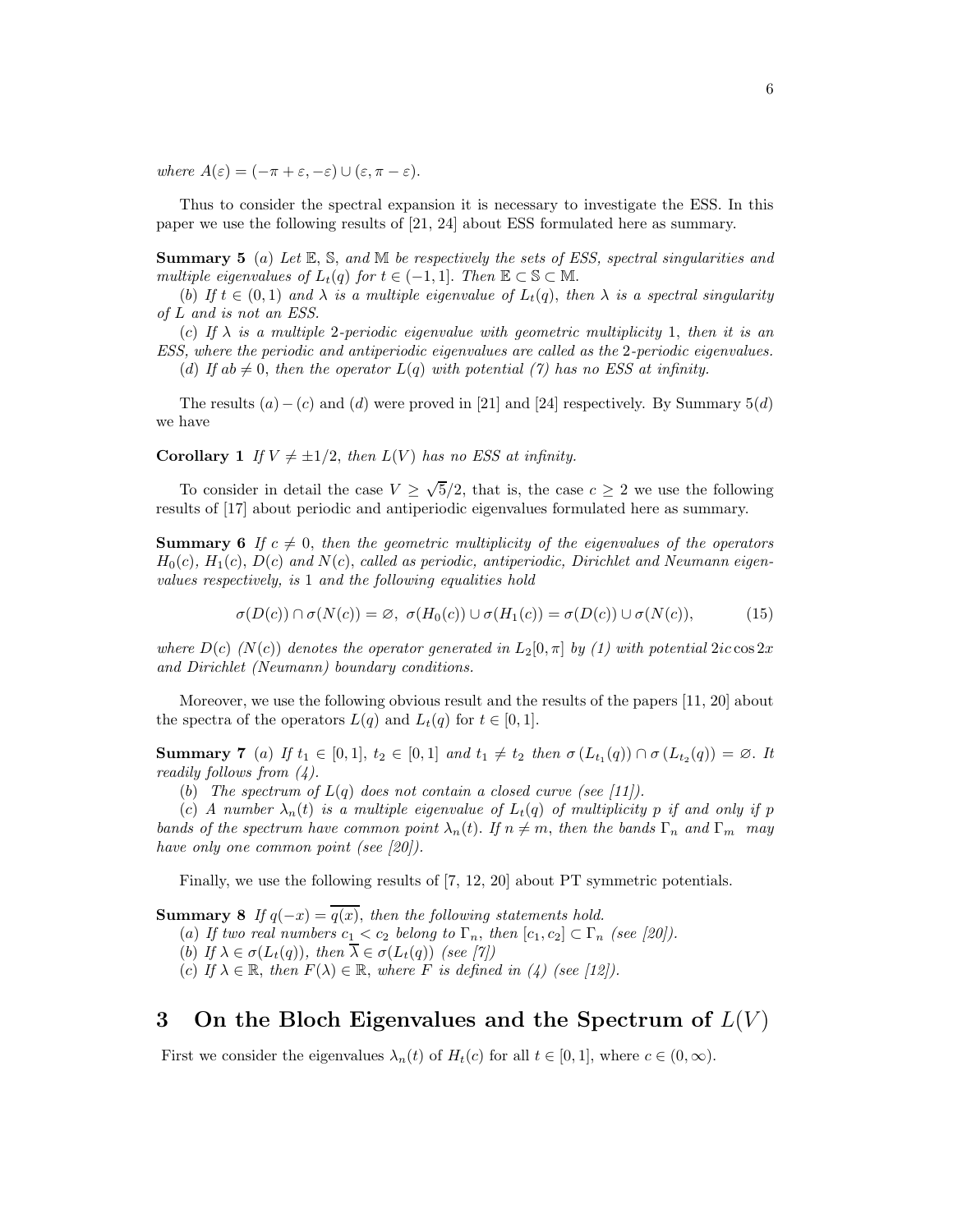*where* $A(\varepsilon) = (-\pi + \varepsilon, -\varepsilon) \cup (\varepsilon, \pi - \varepsilon)$.

Thus to consider the spectral expansion it is necessary to investigate the ESS. In this paper we use the following results of [21, 24] about ESS formulated here as summary.

**Summary 5** $(a)$ *Let* $\mathbb{E}$, $\mathbb{S}$, *and* $\mathbb{M}$ *be respectively the sets of ESS, spectral singularities and multiple eigenvalues of* $L_t(q)$ *for* $t \in (-1, 1]$. *Then* $\mathbb{E} \subset \mathbb{S} \subset \mathbb{M}$.

$(b)$ *If* $t \in (0, 1)$ *and* $\lambda$ *is a multiple eigenvalue of* $L_t(q)$, *then* $\lambda$ *is a spectral singularity of* $L$ *and is not an ESS.*

$(c)$ *If* $\lambda$ *is a multiple* 2*-periodic eigenvalue with geometric multiplicity* 1, *then it is an ESS, where the periodic and antiperiodic eigenvalues are called as the* 2*-periodic eigenvalues.*

$(d)$ *If* $ab \neq 0$, *then the operator* $L(q)$ *with potential (7) has no ESS at infinity.*

The results $(a) - (c)$ and $(d)$ were proved in [21] and [24] respectively. By Summary 5$(d)$ we have

**Corollary 1** *If* $V \neq \pm 1/2$, *then* $L(V)$ *has no ESS at infinity.*

To consider in detail the case $V \geq \sqrt{5}/2$, that is, the case $c \geq 2$ we use the following results of [17] about periodic and antiperiodic eigenvalues formulated here as summary.

**Summary 6** *If* $c \neq 0$, *then the geometric multiplicity of the eigenvalues of the operators* $H_0(c)$, $H_1(c)$, $D(c)$ *and* $N(c)$, *called as periodic, antiperiodic, Dirichlet and Neumann eigenvalues respectively, is* 1 *and the following equalities hold*

$$\sigma(D(c)) \cap \sigma(N(c)) = \varnothing, \;\; \sigma(H_0(c)) \cup \sigma(H_1(c)) = \sigma(D(c)) \cup \sigma(N(c)), \tag{15}$$

*where* $D(c)$ $(N(c))$ *denotes the operator generated in* $L_2[0, \pi]$ *by (1) with potential* $2ic \cos 2x$ *and Dirichlet (Neumann) boundary conditions.*

Moreover, we use the following obvious result and the results of the papers [11, 20] about the spectra of the operators $L(q)$ and $L_t(q)$ for $t \in [0, 1]$.

**Summary 7** $(a)$ *If* $t_1 \in [0, 1]$, $t_2 \in [0, 1]$ *and* $t_1 \neq t_2$ *then* $\sigma(L_{t_1}(q)) \cap \sigma(L_{t_2}(q)) = \varnothing$. *It readily follows from (4).*

$(b)$ *The spectrum of* $L(q)$ *does not contain a closed curve (see [11]).*

$(c)$ *A number* $\lambda_n(t)$ *is a multiple eigenvalue of* $L_t(q)$ *of multiplicity* $p$ *if and only if* $p$ *bands of the spectrum have common point* $\lambda_n(t)$. *If* $n \neq m$, *then the bands* $\Gamma_n$ *and* $\Gamma_m$ *may have only one common point (see [20]).*

Finally, we use the following results of [7, 12, 20] about PT symmetric potentials.

**Summary 8** *If* $q(-x) = \overline{q(x)}$, *then the following statements hold.*

$(a)$ *If two real numbers* $c_1 < c_2$ *belong to* $\Gamma_n$, *then* $[c_1, c_2] \subset \Gamma_n$ *(see [20]).*

$(b)$ *If* $\lambda \in \sigma(L_t(q))$, *then* $\overline{\lambda} \in \sigma(L_t(q))$ *(see [7])*

$(c)$ *If* $\lambda \in \mathbb{R}$, *then* $F(\lambda) \in \mathbb{R}$, *where* $F$ *is defined in (4) (see [12]).*

# 3 On the Bloch Eigenvalues and the Spectrum of $L(V)$

First we consider the eigenvalues $\lambda_n(t)$ of $H_t(c)$ for all $t \in [0, 1]$, where $c \in (0, \infty)$.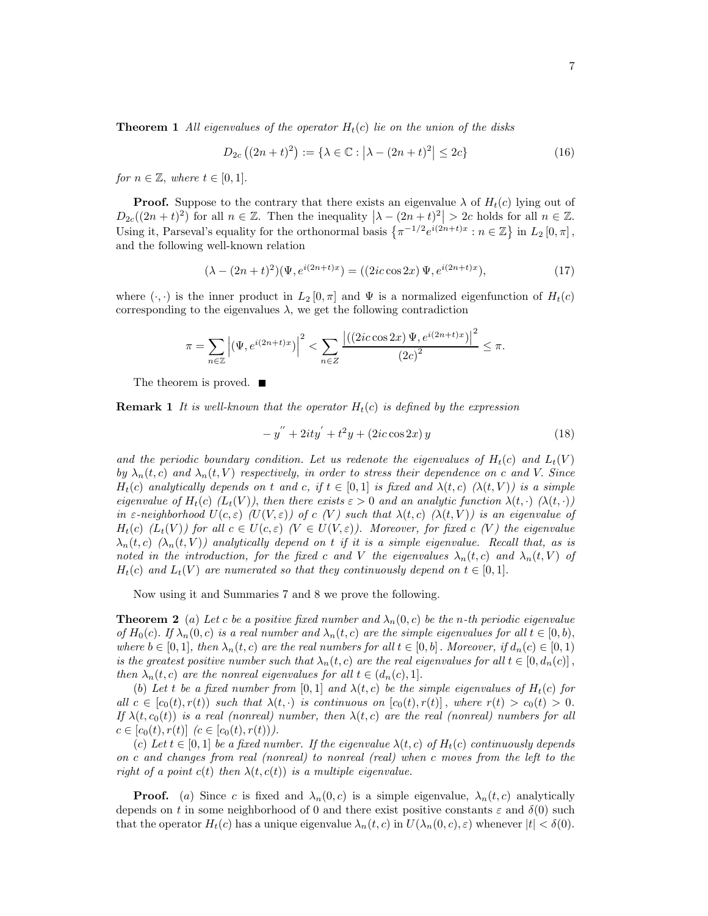**Theorem 1** *All eigenvalues of the operator $H_t(c)$ lie on the union of the disks*

$$D_{2c}\left((2n+t)^2\right) := \{\lambda \in \mathbb{C} : \left|\lambda - (2n+t)^2\right| \leq 2c\} \tag{16}$$

*for $n \in \mathbb{Z}$, where $t \in [0,1]$.*

**Proof.** Suppose to the contrary that there exists an eigenvalue $\lambda$ of $H_t(c)$ lying out of $D_{2c}((2n+t)^2)$ for all $n \in \mathbb{Z}$. Then the inequality $\left|\lambda - (2n+t)^2\right| > 2c$ holds for all $n \in \mathbb{Z}$. Using it, Parseval's equality for the orthonormal basis $\left\{\pi^{-1/2} e^{i(2n+t)x} : n \in \mathbb{Z}\right\}$ in $L_2[0,\pi]$, and the following well-known relation

$$(\lambda - (2n+t)^2)(\Psi, e^{i(2n+t)x}) = ((2ic\cos 2x)\,\Psi, e^{i(2n+t)x}), \tag{17}$$

where $(\cdot,\cdot)$ is the inner product in $L_2[0,\pi]$ and $\Psi$ is a normalized eigenfunction of $H_t(c)$ corresponding to the eigenvalues $\lambda$, we get the following contradiction

$$\pi = \sum_{n\in\mathbb{Z}} \left|(\Psi, e^{i(2n+t)x})\right|^2 < \sum_{n\in Z} \frac{\left|((2ic\cos 2x)\,\Psi, e^{i(2n+t)x})\right|^2}{(2c)^2} \leq \pi.$$

The theorem is proved. ∎

**Remark 1** *It is well-known that the operator $H_t(c)$ is defined by the expression*

$$-y'' + 2ity' + t^2 y + (2ic\cos 2x)\,y \tag{18}$$

*and the periodic boundary condition. Let us redenote the eigenvalues of $H_t(c)$ and $L_t(V)$ by $\lambda_n(t,c)$ and $\lambda_n(t,V)$ respectively, in order to stress their dependence on $c$ and $V$. Since $H_t(c)$ analytically depends on $t$ and $c$, if $t \in [0,1]$ is fixed and $\lambda(t,c)$ ($\lambda(t,V)$) is a simple eigenvalue of $H_t(c)$ ($L_t(V)$), then there exists $\varepsilon > 0$ and an analytic function $\lambda(t,\cdot)$ ($\lambda(t,\cdot)$) in $\varepsilon$-neighborhood $U(c,\varepsilon)$ ($U(V,\varepsilon)$) of $c$ ($V$) such that $\lambda(t,c)$ ($\lambda(t,V)$) is an eigenvalue of $H_t(c)$ ($L_t(V)$) for all $c \in U(c,\varepsilon)$ ($V \in U(V,\varepsilon)$). Moreover, for fixed $c$ ($V$) the eigenvalue $\lambda_n(t,c)$ ($\lambda_n(t,V)$) analytically depend on $t$ if it is a simple eigenvalue. Recall that, as is noted in the introduction, for the fixed $c$ and $V$ the eigenvalues $\lambda_n(t,c)$ and $\lambda_n(t,V)$ of $H_t(c)$ and $L_t(V)$ are numerated so that they continuously depend on $t \in [0,1]$.*

Now using it and Summaries 7 and 8 we prove the following.

**Theorem 2** (*a*) *Let $c$ be a positive fixed number and $\lambda_n(0,c)$ be the $n$-th periodic eigenvalue of $H_0(c)$. If $\lambda_n(0,c)$ is a real number and $\lambda_n(t,c)$ are the simple eigenvalues for all $t \in [0,b)$, where $b \in [0,1]$, then $\lambda_n(t,c)$ are the real numbers for all $t \in [0,b]$. Moreover, if $d_n(c) \in [0,1)$ is the greatest positive number such that $\lambda_n(t,c)$ are the real eigenvalues for all $t \in [0, d_n(c)]$, then $\lambda_n(t,c)$ are the nonreal eigenvalues for all $t \in (d_n(c), 1]$.*

(*b*) *Let $t$ be a fixed number from $[0,1]$ and $\lambda(t,c)$ be the simple eigenvalues of $H_t(c)$ for all $c \in [c_0(t), r(t))$ such that $\lambda(t,\cdot)$ is continuous on $[c_0(t), r(t)]$, where $r(t) > c_0(t) > 0$. If $\lambda(t, c_0(t))$ is a real (nonreal) number, then $\lambda(t,c)$ are the real (nonreal) numbers for all $c \in [c_0(t), r(t)]$ ($c \in [c_0(t), r(t))$).*

(*c*) *Let $t \in [0,1]$ be a fixed number. If the eigenvalue $\lambda(t,c)$ of $H_t(c)$ continuously depends on $c$ and changes from real (nonreal) to nonreal (real) when $c$ moves from the left to the right of a point $c(t)$ then $\lambda(t, c(t))$ is a multiple eigenvalue.*

**Proof.** (*a*) Since $c$ is fixed and $\lambda_n(0,c)$ is a simple eigenvalue, $\lambda_n(t,c)$ analytically depends on $t$ in some neighborhood of 0 and there exist positive constants $\varepsilon$ and $\delta(0)$ such that the operator $H_t(c)$ has a unique eigenvalue $\lambda_n(t,c)$ in $U(\lambda_n(0,c), \varepsilon)$ whenever $|t| < \delta(0)$.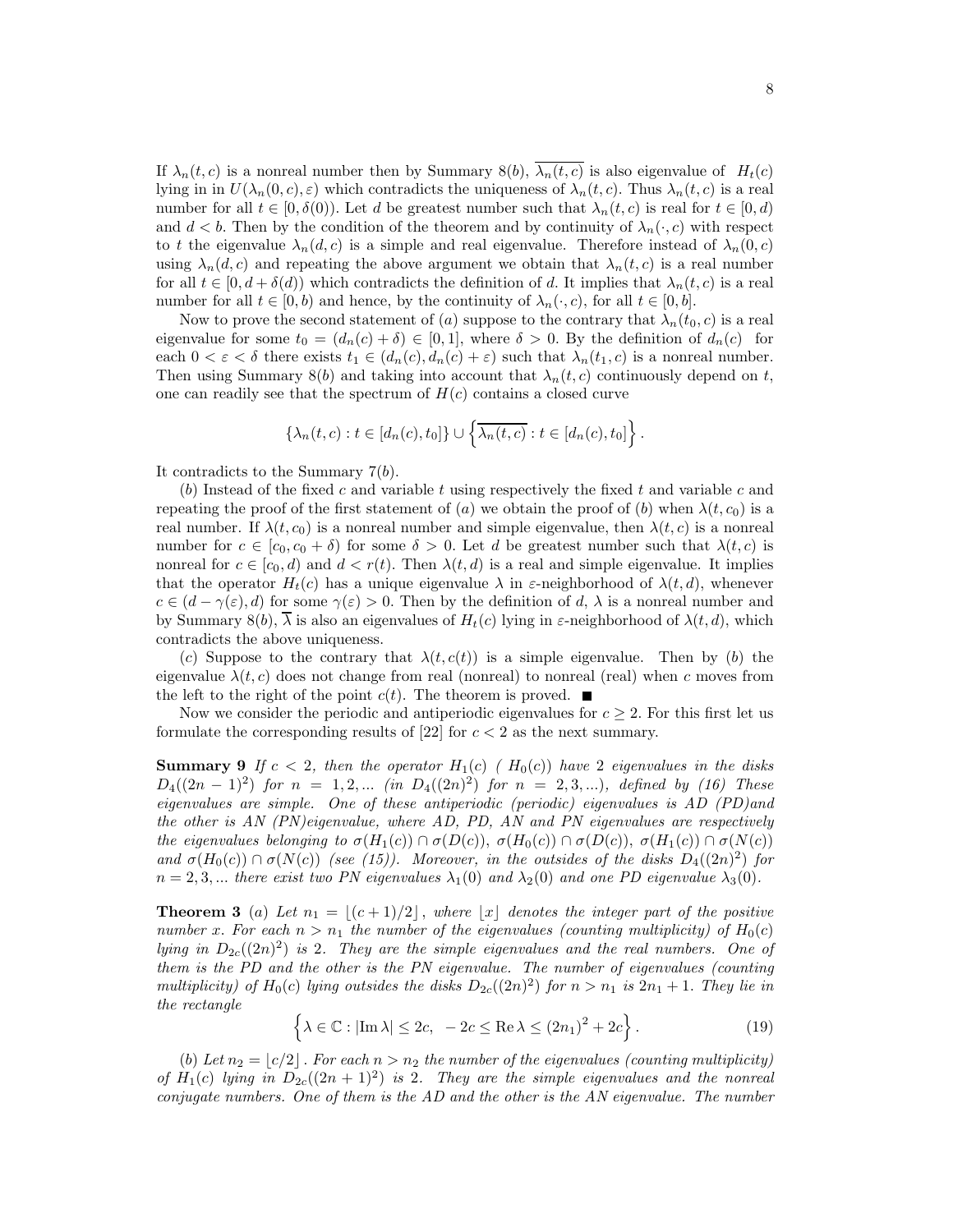If $\lambda_n(t,c)$ is a nonreal number then by Summary 8$(b)$, $\overline{\lambda_n(t,c)}$ is also eigenvalue of $H_t(c)$ lying in in $U(\lambda_n(0,c),\varepsilon)$ which contradicts the uniqueness of $\lambda_n(t,c)$. Thus $\lambda_n(t,c)$ is a real number for all $t \in [0, \delta(0))$. Let $d$ be greatest number such that $\lambda_n(t,c)$ is real for $t \in [0,d)$ and $d < b$. Then by the condition of the theorem and by continuity of $\lambda_n(\cdot,c)$ with respect to $t$ the eigenvalue $\lambda_n(d,c)$ is a simple and real eigenvalue. Therefore instead of $\lambda_n(0,c)$ using $\lambda_n(d,c)$ and repeating the above argument we obtain that $\lambda_n(t,c)$ is a real number for all $t \in [0, d+\delta(d))$ which contradicts the definition of $d$. It implies that $\lambda_n(t,c)$ is a real number for all $t \in [0,b)$ and hence, by the continuity of $\lambda_n(\cdot,c)$, for all $t \in [0,b]$.

Now to prove the second statement of $(a)$ suppose to the contrary that $\lambda_n(t_0,c)$ is a real eigenvalue for some $t_0 = (d_n(c)+\delta) \in [0,1]$, where $\delta > 0$. By the definition of $d_n(c)$ for each $0 < \varepsilon < \delta$ there exists $t_1 \in (d_n(c), d_n(c)+\varepsilon)$ such that $\lambda_n(t_1,c)$ is a nonreal number. Then using Summary 8$(b)$ and taking into account that $\lambda_n(t,c)$ continuously depend on $t$, one can readily see that the spectrum of $H(c)$ contains a closed curve

$$\{\lambda_n(t,c) : t \in [d_n(c), t_0]\} \cup \left\{\overline{\lambda_n(t,c)} : t \in [d_n(c), t_0]\right\}.$$

It contradicts to the Summary 7$(b)$.

$(b)$ Instead of the fixed $c$ and variable $t$ using respectively the fixed $t$ and variable $c$ and repeating the proof of the first statement of $(a)$ we obtain the proof of $(b)$ when $\lambda(t,c_0)$ is a real number. If $\lambda(t,c_0)$ is a nonreal number and simple eigenvalue, then $\lambda(t,c)$ is a nonreal number for $c \in [c_0, c_0+\delta)$ for some $\delta > 0$. Let $d$ be greatest number such that $\lambda(t,c)$ is nonreal for $c \in [c_0,d)$ and $d < r(t)$. Then $\lambda(t,d)$ is a real and simple eigenvalue. It implies that the operator $H_t(c)$ has a unique eigenvalue $\lambda$ in $\varepsilon$-neighborhood of $\lambda(t,d)$, whenever $c \in (d-\gamma(\varepsilon), d)$ for some $\gamma(\varepsilon) > 0$. Then by the definition of $d$, $\lambda$ is a nonreal number and by Summary 8$(b)$, $\overline{\lambda}$ is also an eigenvalues of $H_t(c)$ lying in $\varepsilon$-neighborhood of $\lambda(t,d)$, which contradicts the above uniqueness.

$(c)$ Suppose to the contrary that $\lambda(t,c(t))$ is a simple eigenvalue. Then by $(b)$ the eigenvalue $\lambda(t,c)$ does not change from real (nonreal) to nonreal (real) when $c$ moves from the left to the right of the point $c(t)$. The theorem is proved. ■

Now we consider the periodic and antiperiodic eigenvalues for $c \geq 2$. For this first let us formulate the corresponding results of [22] for $c < 2$ as the next summary.

**Summary 9** *If $c < 2$, then the operator $H_1(c)$ ( $H_0(c)$) have 2 eigenvalues in the disks $D_4((2n-1)^2)$ for $n = 1,2,...$ (in $D_4((2n)^2)$ for $n = 2,3,...$), defined by (16) These eigenvalues are simple. One of these antiperiodic (periodic) eigenvalues is AD (PD)and the other is AN (PN)eigenvalue, where AD, PD, AN and PN eigenvalues are respectively the eigenvalues belonging to $\sigma(H_1(c)) \cap \sigma(D(c))$, $\sigma(H_0(c)) \cap \sigma(D(c))$, $\sigma(H_1(c)) \cap \sigma(N(c))$ and $\sigma(H_0(c)) \cap \sigma(N(c))$ (see (15)). Moreover, in the outsides of the disks $D_4((2n)^2)$ for $n = 2,3,...$ there exist two PN eigenvalues $\lambda_1(0)$ and $\lambda_2(0)$ and one PD eigenvalue $\lambda_3(0)$.*

**Theorem 3** *$(a)$ Let $n_1 = \lfloor (c+1)/2 \rfloor$, where $\lfloor x \rfloor$ denotes the integer part of the positive number $x$. For each $n > n_1$ the number of the eigenvalues (counting multiplicity) of $H_0(c)$ lying in $D_{2c}((2n)^2)$ is 2. They are the simple eigenvalues and the real numbers. One of them is the PD and the other is the PN eigenvalue. The number of eigenvalues (counting multiplicity) of $H_0(c)$ lying outsides the disks $D_{2c}((2n)^2)$ for $n > n_1$ is $2n_1 + 1$. They lie in the rectangle*

$$\left\{\lambda \in \mathbb{C} : |\operatorname{Im} \lambda| \leq 2c, \ -2c \leq \operatorname{Re} \lambda \leq (2n_1)^2 + 2c\right\}. \tag{19}$$

*$(b)$ Let $n_2 = \lfloor c/2 \rfloor$. For each $n > n_2$ the number of the eigenvalues (counting multiplicity) of $H_1(c)$ lying in $D_{2c}((2n+1)^2)$ is 2. They are the simple eigenvalues and the nonreal conjugate numbers. One of them is the AD and the other is the AN eigenvalue. The number*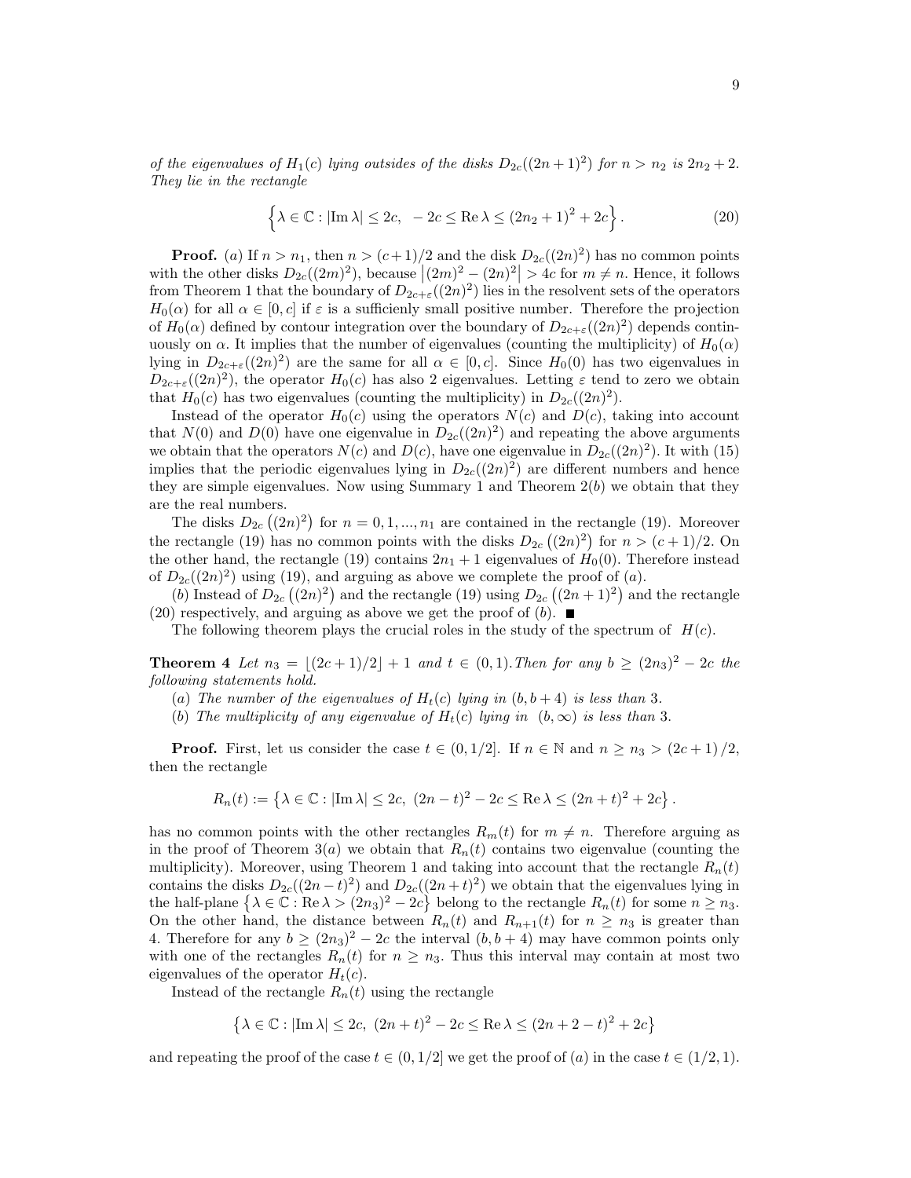*of the eigenvalues of $H_1(c)$ lying outsides of the disks $D_{2c}((2n+1)^2)$ for $n > n_2$ is $2n_2+2$. They lie in the rectangle*

$$\left\{ \lambda \in \mathbb{C} : |\operatorname{Im} \lambda| \leq 2c, \ -2c \leq \operatorname{Re} \lambda \leq (2n_2+1)^2 + 2c \right\}. \tag{20}$$

**Proof.** $(a)$ If $n > n_1$, then $n > (c+1)/2$ and the disk $D_{2c}((2n)^2)$ has no common points with the other disks $D_{2c}((2m)^2)$, because $\left|(2m)^2 - (2n)^2\right| > 4c$ for $m \neq n$. Hence, it follows from Theorem 1 that the boundary of $D_{2c+\varepsilon}((2n)^2)$ lies in the resolvent sets of the operators $H_0(\alpha)$ for all $\alpha \in [0, c]$ if $\varepsilon$ is a sufficienly small positive number. Therefore the projection of $H_0(\alpha)$ defined by contour integration over the boundary of $D_{2c+\varepsilon}((2n)^2)$ depends continuously on $\alpha$. It implies that the number of eigenvalues (counting the multiplicity) of $H_0(\alpha)$ lying in $D_{2c+\varepsilon}((2n)^2)$ are the same for all $\alpha \in [0, c]$. Since $H_0(0)$ has two eigenvalues in $D_{2c+\varepsilon}((2n)^2)$, the operator $H_0(c)$ has also 2 eigenvalues. Letting $\varepsilon$ tend to zero we obtain that $H_0(c)$ has two eigenvalues (counting the multiplicity) in $D_{2c}((2n)^2)$.

Instead of the operator $H_0(c)$ using the operators $N(c)$ and $D(c)$, taking into account that $N(0)$ and $D(0)$ have one eigenvalue in $D_{2c}((2n)^2)$ and repeating the above arguments we obtain that the operators $N(c)$ and $D(c)$, have one eigenvalue in $D_{2c}((2n)^2)$. It with (15) implies that the periodic eigenvalues lying in $D_{2c}((2n)^2)$ are different numbers and hence they are simple eigenvalues. Now using Summary 1 and Theorem 2$(b)$ we obtain that they are the real numbers.

The disks $D_{2c}\left((2n)^2\right)$ for $n = 0, 1, ..., n_1$ are contained in the rectangle (19). Moreover the rectangle (19) has no common points with the disks $D_{2c}\left((2n)^2\right)$ for $n > (c+1)/2$. On the other hand, the rectangle (19) contains $2n_1 + 1$ eigenvalues of $H_0(0)$. Therefore instead of $D_{2c}((2n)^2)$ using (19), and arguing as above we complete the proof of $(a)$.

$(b)$ Instead of $D_{2c}\left((2n)^2\right)$ and the rectangle (19) using $D_{2c}\left((2n+1)^2\right)$ and the rectangle (20) respectively, and arguing as above we get the proof of $(b)$. ■

The following theorem plays the crucial roles in the study of the spectrum of $H(c)$.

**Theorem 4** *Let $n_3 = \lfloor (2c+1)/2 \rfloor + 1$ and $t \in (0,1)$. Then for any $b \geq (2n_3)^2 - 2c$ the following statements hold.*

$(a)$ *The number of the eigenvalues of $H_t(c)$ lying in $(b, b+4)$ is less than 3.*

$(b)$ *The multiplicity of any eigenvalue of $H_t(c)$ lying in $(b, \infty)$ is less than 3.*

**Proof.** First, let us consider the case $t \in (0, 1/2]$. If $n \in \mathbb{N}$ and $n \geq n_3 > (2c+1)/2$, then the rectangle

$$R_n(t) := \left\{ \lambda \in \mathbb{C} : |\operatorname{Im} \lambda| \leq 2c, \ (2n-t)^2 - 2c \leq \operatorname{Re} \lambda \leq (2n+t)^2 + 2c \right\}.$$

has no common points with the other rectangles $R_m(t)$ for $m \neq n$. Therefore arguing as in the proof of Theorem 3$(a)$ we obtain that $R_n(t)$ contains two eigenvalue (counting the multiplicity). Moreover, using Theorem 1 and taking into account that the rectangle $R_n(t)$ contains the disks $D_{2c}((2n-t)^2)$ and $D_{2c}((2n+t)^2)$ we obtain that the eigenvalues lying in the half-plane $\left\{ \lambda \in \mathbb{C} : \operatorname{Re} \lambda > (2n_3)^2 - 2c \right\}$ belong to the rectangle $R_n(t)$ for some $n \geq n_3$. On the other hand, the distance between $R_n(t)$ and $R_{n+1}(t)$ for $n \geq n_3$ is greater than 4. Therefore for any $b \geq (2n_3)^2 - 2c$ the interval $(b, b+4)$ may have common points only with one of the rectangles $R_n(t)$ for $n \geq n_3$. Thus this interval may contain at most two eigenvalues of the operator $H_t(c)$.

Instead of the rectangle $R_n(t)$ using the rectangle

$$\left\{ \lambda \in \mathbb{C} : |\operatorname{Im} \lambda| \leq 2c, \ (2n+t)^2 - 2c \leq \operatorname{Re} \lambda \leq (2n+2-t)^2 + 2c \right\}$$

and repeating the proof of the case $t \in (0, 1/2]$ we get the proof of $(a)$ in the case $t \in (1/2, 1)$.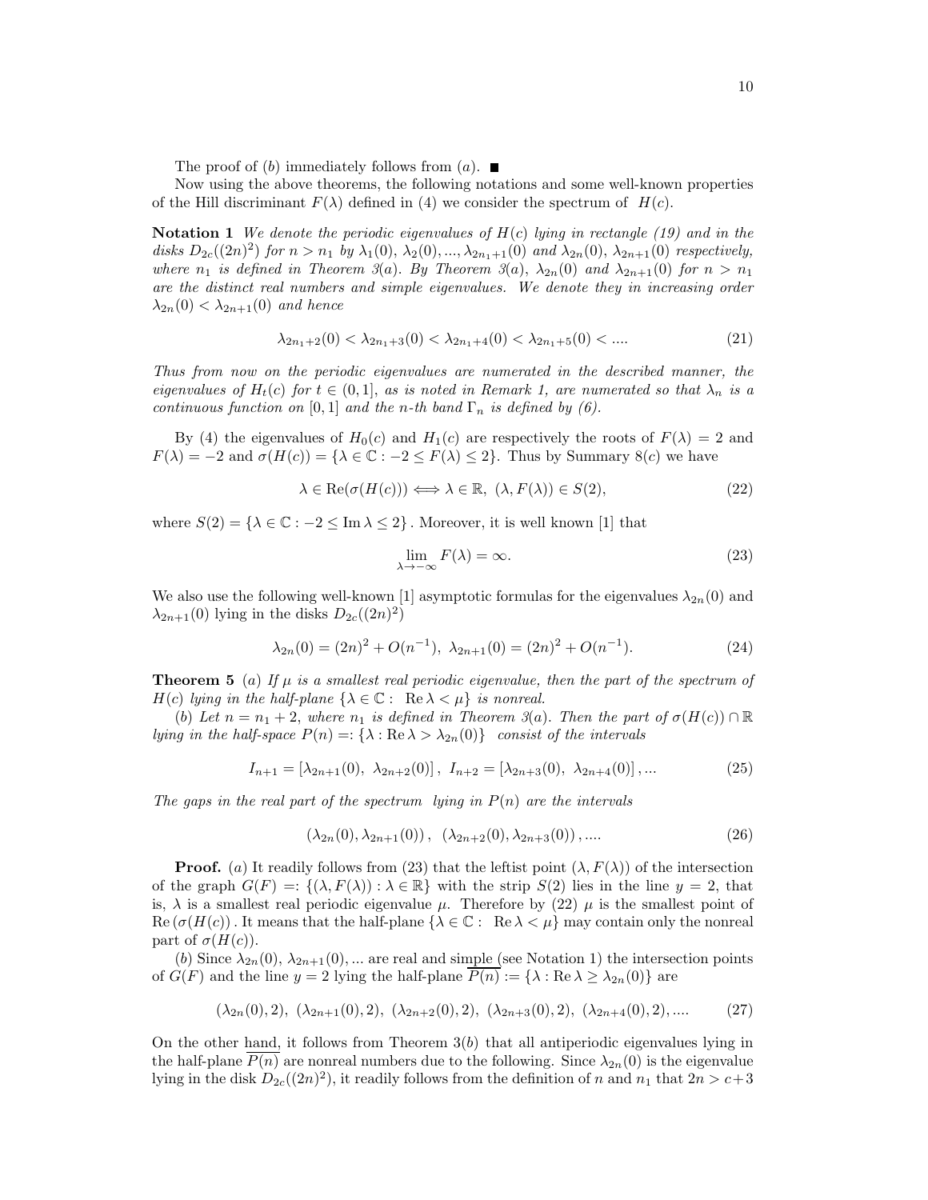The proof of $(b)$ immediately follows from $(a)$. $\blacksquare$

Now using the above theorems, the following notations and some well-known properties of the Hill discriminant $F(\lambda)$ defined in (4) we consider the spectrum of $H(c)$.

**Notation 1** *We denote the periodic eigenvalues of $H(c)$ lying in rectangle (19) and in the disks $D_{2c}((2n)^2)$ for $n > n_1$ by $\lambda_1(0), \lambda_2(0), ..., \lambda_{2n_1+1}(0)$ and $\lambda_{2n}(0), \lambda_{2n+1}(0)$ respectively, where $n_1$ is defined in Theorem 3(a). By Theorem 3(a), $\lambda_{2n}(0)$ and $\lambda_{2n+1}(0)$ for $n > n_1$ are the distinct real numbers and simple eigenvalues. We denote they in increasing order $\lambda_{2n}(0) < \lambda_{2n+1}(0)$ and hence*

$$\lambda_{2n_1+2}(0) < \lambda_{2n_1+3}(0) < \lambda_{2n_1+4}(0) < \lambda_{2n_1+5}(0) < .... \tag{21}$$

*Thus from now on the periodic eigenvalues are numerated in the described manner, the eigenvalues of $H_t(c)$ for $t \in (0, 1]$, as is noted in Remark 1, are numerated so that $\lambda_n$ is a continuous function on $[0, 1]$ and the $n$-th band $\Gamma_n$ is defined by (6).*

By (4) the eigenvalues of $H_0(c)$ and $H_1(c)$ are respectively the roots of $F(\lambda) = 2$ and $F(\lambda) = -2$ and $\sigma(H(c)) = \{\lambda \in \mathbb{C} : -2 \leq F(\lambda) \leq 2\}$. Thus by Summary 8(c) we have

$$\lambda \in \operatorname{Re}(\sigma(H(c))) \Longleftrightarrow \lambda \in \mathbb{R},\ (\lambda, F(\lambda)) \in S(2), \tag{22}$$

where $S(2) = \{\lambda \in \mathbb{C} : -2 \leq \operatorname{Im} \lambda \leq 2\}$. Moreover, it is well known [1] that

$$\lim_{\lambda \to -\infty} F(\lambda) = \infty. \tag{23}$$

We also use the following well-known [1] asymptotic formulas for the eigenvalues $\lambda_{2n}(0)$ and $\lambda_{2n+1}(0)$ lying in the disks $D_{2c}((2n)^2)$

$$\lambda_{2n}(0) = (2n)^2 + O(n^{-1}),\ \lambda_{2n+1}(0) = (2n)^2 + O(n^{-1}). \tag{24}$$

**Theorem 5** *(a) If $\mu$ is a smallest real periodic eigenvalue, then the part of the spectrum of $H(c)$ lying in the half-plane $\{\lambda \in \mathbb{C} : \operatorname{Re} \lambda < \mu\}$ is nonreal.*

*(b) Let $n = n_1 + 2$, where $n_1$ is defined in Theorem 3(a). Then the part of $\sigma(H(c)) \cap \mathbb{R}$ lying in the half-space $P(n) =: \{\lambda : \operatorname{Re} \lambda > \lambda_{2n}(0)\}$ consist of the intervals*

$$I_{n+1} = [\lambda_{2n+1}(0),\ \lambda_{2n+2}(0)],\ I_{n+2} = [\lambda_{2n+3}(0),\ \lambda_{2n+4}(0)], ... \tag{25}$$

*The gaps in the real part of the spectrum lying in $P(n)$ are the intervals*

$$(\lambda_{2n}(0), \lambda_{2n+1}(0)),\ (\lambda_{2n+2}(0), \lambda_{2n+3}(0)), .... \tag{26}$$

**Proof.** $(a)$ It readily follows from (23) that the leftist point $(\lambda, F(\lambda))$ of the intersection of the graph $G(F) =: \{(\lambda, F(\lambda)) : \lambda \in \mathbb{R}\}$ with the strip $S(2)$ lies in the line $y = 2$, that is, $\lambda$ is a smallest real periodic eigenvalue $\mu$. Therefore by (22) $\mu$ is the smallest point of $\operatorname{Re}(\sigma(H(c)))$. It means that the half-plane $\{\lambda \in \mathbb{C} : \operatorname{Re} \lambda < \mu\}$ may contain only the nonreal part of $\sigma(H(c))$.

$(b)$ Since $\lambda_{2n}(0), \lambda_{2n+1}(0), ...$ are real and simple (see Notation 1) the intersection points of $G(F)$ and the line $y = 2$ lying the half-plane $\overline{P(n)} := \{\lambda : \operatorname{Re} \lambda \geq \lambda_{2n}(0)\}$ are

$$(\lambda_{2n}(0), 2),\ (\lambda_{2n+1}(0), 2),\ (\lambda_{2n+2}(0), 2),\ (\lambda_{2n+3}(0), 2),\ (\lambda_{2n+4}(0), 2), .... \tag{27}$$

On the other hand, it follows from Theorem 3$(b)$ that all antiperiodic eigenvalues lying in the half-plane $\overline{P(n)}$ are nonreal numbers due to the following. Since $\lambda_{2n}(0)$ is the eigenvalue lying in the disk $D_{2c}((2n)^2)$, it readily follows from the definition of $n$ and $n_1$ that $2n > c+3$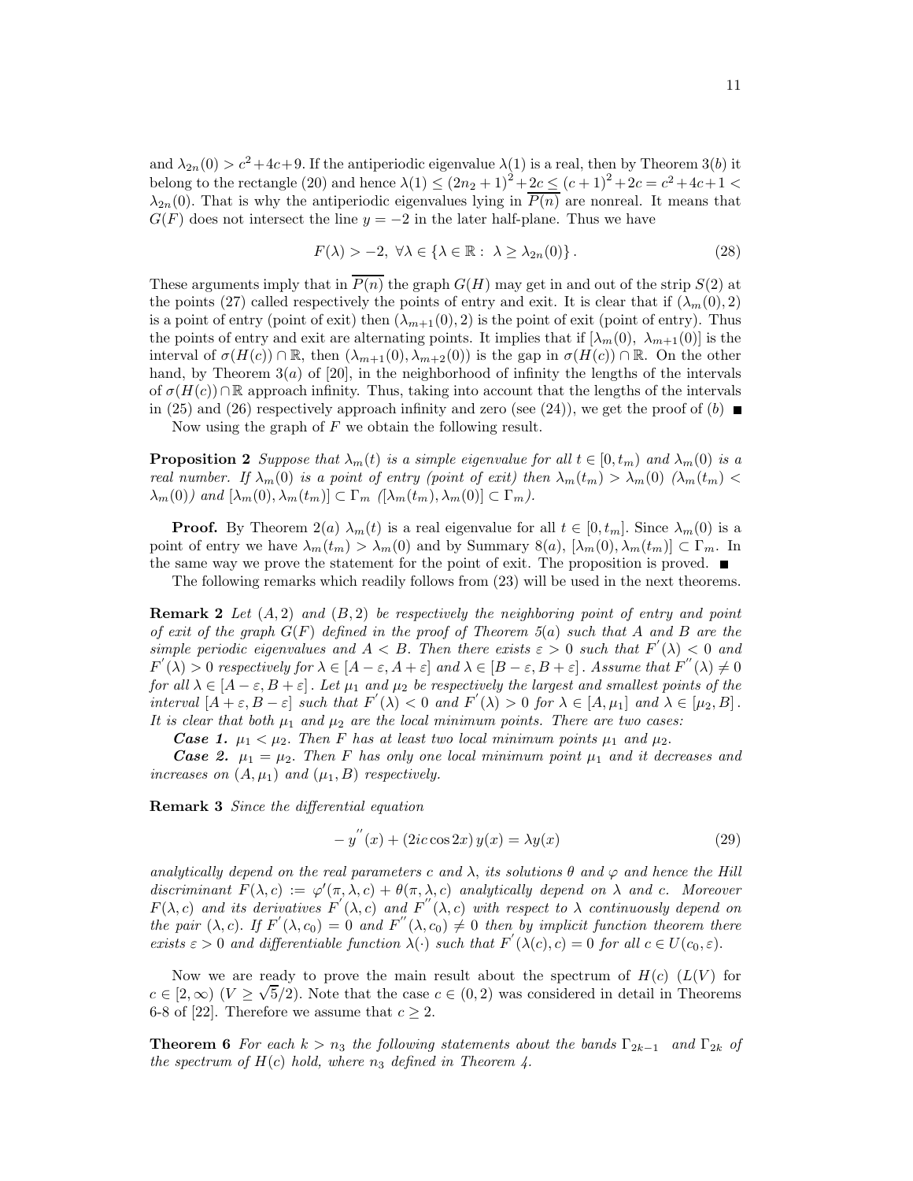and $\lambda_{2n}(0) > c^2+4c+9$. If the antiperiodic eigenvalue $\lambda(1)$ is a real, then by Theorem 3$(b)$ it belong to the rectangle (20) and hence $\lambda(1) \leq (2n_2+1)^2+2c \leq (c+1)^2+2c = c^2+4c+1 < \lambda_{2n}(0)$. That is why the antiperiodic eigenvalues lying in $\overline{P(n)}$ are nonreal. It means that $G(F)$ does not intersect the line $y=-2$ in the later half-plane. Thus we have

$$F(\lambda) > -2, \ \forall \lambda \in \{\lambda \in \mathbb{R}: \ \lambda \geq \lambda_{2n}(0)\}. \tag{28}$$

These arguments imply that in $\overline{P(n)}$ the graph $G(H)$ may get in and out of the strip $S(2)$ at the points (27) called respectively the points of entry and exit. It is clear that if $(\lambda_m(0), 2)$ is a point of entry (point of exit) then $(\lambda_{m+1}(0), 2)$ is the point of exit (point of entry). Thus the points of entry and exit are alternating points. It implies that if $[\lambda_m(0), \ \lambda_{m+1}(0)]$ is the interval of $\sigma(H(c)) \cap \mathbb{R}$, then $(\lambda_{m+1}(0), \lambda_{m+2}(0))$ is the gap in $\sigma(H(c)) \cap \mathbb{R}$. On the other hand, by Theorem 3$(a)$ of [20], in the neighborhood of infinity the lengths of the intervals of $\sigma(H(c)) \cap \mathbb{R}$ approach infinity. Thus, taking into account that the lengths of the intervals in (25) and (26) respectively approach infinity and zero (see (24)), we get the proof of $(b)$ ■

Now using the graph of $F$ we obtain the following result.

**Proposition 2** *Suppose that $\lambda_m(t)$ is a simple eigenvalue for all $t \in [0, t_m)$ and $\lambda_m(0)$ is a real number. If $\lambda_m(0)$ is a point of entry (point of exit) then $\lambda_m(t_m) > \lambda_m(0)$ ($\lambda_m(t_m) < \lambda_m(0)$) and $[\lambda_m(0), \lambda_m(t_m)] \subset \Gamma_m$ ($[\lambda_m(t_m), \lambda_m(0)] \subset \Gamma_m$).*

**Proof.** By Theorem 2$(a)$ $\lambda_m(t)$ is a real eigenvalue for all $t \in [0, t_m]$. Since $\lambda_m(0)$ is a point of entry we have $\lambda_m(t_m) > \lambda_m(0)$ and by Summary 8$(a)$, $[\lambda_m(0), \lambda_m(t_m)] \subset \Gamma_m$. In the same way we prove the statement for the point of exit. The proposition is proved. ■

The following remarks which readily follows from (23) will be used in the next theorems.

**Remark 2** *Let $(A, 2)$ and $(B, 2)$ be respectively the neighboring point of entry and point of exit of the graph $G(F)$ defined in the proof of Theorem 5$(a)$ such that $A$ and $B$ are the simple periodic eigenvalues and $A < B$. Then there exists $\varepsilon > 0$ such that $F^{'}(\lambda) < 0$ and $F^{'}(\lambda) > 0$ respectively for $\lambda \in [A-\varepsilon, A+\varepsilon]$ and $\lambda \in [B-\varepsilon, B+\varepsilon]$. Assume that $F^{''}(\lambda) \neq 0$ for all $\lambda \in [A-\varepsilon, B+\varepsilon]$. Let $\mu_1$ and $\mu_2$ be respectively the largest and smallest points of the interval $[A+\varepsilon, B-\varepsilon]$ such that $F^{'}(\lambda) < 0$ and $F^{'}(\lambda) > 0$ for $\lambda \in [A, \mu_1]$ and $\lambda \in [\mu_2, B]$. It is clear that both $\mu_1$ and $\mu_2$ are the local minimum points. There are two cases:*

***Case 1.*** *$\mu_1 < \mu_2$. Then $F$ has at least two local minimum points $\mu_1$ and $\mu_2$.*

***Case 2.*** *$\mu_1 = \mu_2$. Then $F$ has only one local minimum point $\mu_1$ and it decreases and increases on $(A, \mu_1)$ and $(\mu_1, B)$ respectively.*

**Remark 3** *Since the differential equation*

$$-y^{''}(x) + (2ic\cos 2x)\, y(x) = \lambda y(x) \tag{29}$$

*analytically depend on the real parameters $c$ and $\lambda$, its solutions $\theta$ and $\varphi$ and hence the Hill discriminant $F(\lambda, c) := \varphi'(\pi, \lambda, c) + \theta(\pi, \lambda, c)$ analytically depend on $\lambda$ and $c$. Moreover $F(\lambda, c)$ and its derivatives $F^{'}(\lambda, c)$ and $F^{''}(\lambda, c)$ with respect to $\lambda$ continuously depend on the pair $(\lambda, c)$. If $F^{'}(\lambda, c_0) = 0$ and $F^{''}(\lambda, c_0) \neq 0$ then by implicit function theorem there exists $\varepsilon > 0$ and differentiable function $\lambda(\cdot)$ such that $F^{'}(\lambda(c), c) = 0$ for all $c \in U(c_0, \varepsilon)$.*

Now we are ready to prove the main result about the spectrum of $H(c)$ ($L(V)$ for $c \in [2, \infty)$ ($V \geq \sqrt{5}/2$). Note that the case $c \in (0, 2)$ was considered in detail in Theorems 6-8 of [22]. Therefore we assume that $c \geq 2$.

**Theorem 6** *For each $k > n_3$ the following statements about the bands $\Gamma_{2k-1}$ and $\Gamma_{2k}$ of the spectrum of $H(c)$ hold, where $n_3$ defined in Theorem 4.*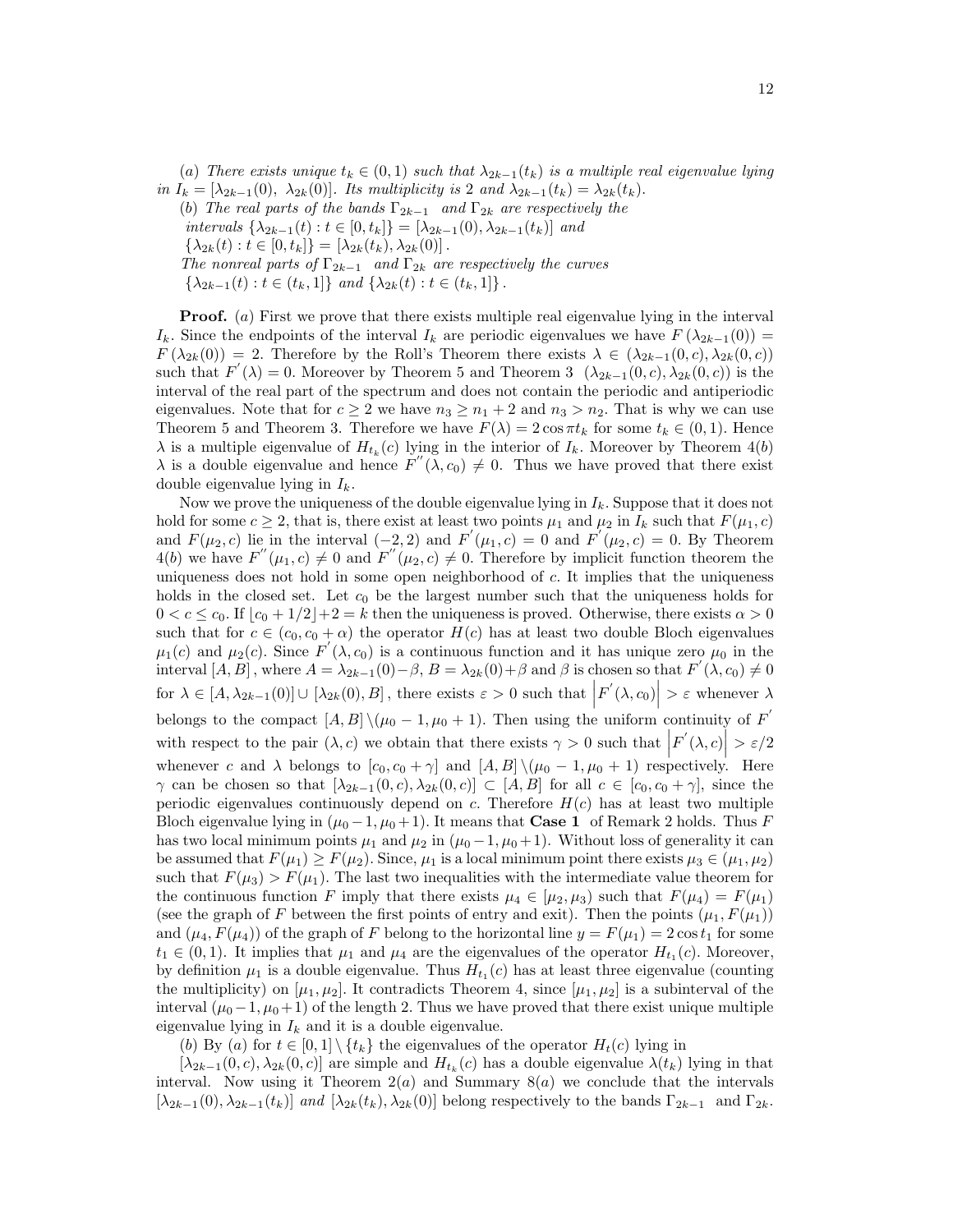(*a*) *There exists unique* $t_k \in (0,1)$ *such that* $\lambda_{2k-1}(t_k)$ *is a multiple real eigenvalue lying in* $I_k = [\lambda_{2k-1}(0),\ \lambda_{2k}(0)]$. *Its multiplicity is 2 and* $\lambda_{2k-1}(t_k) = \lambda_{2k}(t_k)$.

(*b*) *The real parts of the bands* $\Gamma_{2k-1}$ *and* $\Gamma_{2k}$ *are respectively the intervals* $\{\lambda_{2k-1}(t) : t \in [0, t_k]\} = [\lambda_{2k-1}(0), \lambda_{2k-1}(t_k)]$ *and* $\{\lambda_{2k}(t) : t \in [0, t_k]\} = [\lambda_{2k}(t_k), \lambda_{2k}(0)]$.

*The nonreal parts of* $\Gamma_{2k-1}$ *and* $\Gamma_{2k}$ *are respectively the curves* $\{\lambda_{2k-1}(t) : t \in (t_k, 1]\}$ *and* $\{\lambda_{2k}(t) : t \in (t_k, 1]\}$.

**Proof.** (*a*) First we prove that there exists multiple real eigenvalue lying in the interval $I_k$. Since the endpoints of the interval $I_k$ are periodic eigenvalues we have $F(\lambda_{2k-1}(0)) = F(\lambda_{2k}(0)) = 2$. Therefore by the Roll's Theorem there exists $\lambda \in (\lambda_{2k-1}(0,c), \lambda_{2k}(0,c))$ such that $F'(\lambda) = 0$. Moreover by Theorem 5 and Theorem 3 $(\lambda_{2k-1}(0,c), \lambda_{2k}(0,c))$ is the interval of the real part of the spectrum and does not contain the periodic and antiperiodic eigenvalues. Note that for $c \geq 2$ we have $n_3 \geq n_1 + 2$ and $n_3 > n_2$. That is why we can use Theorem 5 and Theorem 3. Therefore we have $F(\lambda) = 2\cos \pi t_k$ for some $t_k \in (0,1)$. Hence $\lambda$ is a multiple eigenvalue of $H_{t_k}(c)$ lying in the interior of $I_k$. Moreover by Theorem 4(*b*) $\lambda$ is a double eigenvalue and hence $F''(\lambda, c_0) \neq 0$. Thus we have proved that there exist double eigenvalue lying in $I_k$.

Now we prove the uniqueness of the double eigenvalue lying in $I_k$. Suppose that it does not hold for some $c \geq 2$, that is, there exist at least two points $\mu_1$ and $\mu_2$ in $I_k$ such that $F(\mu_1, c)$ and $F(\mu_2, c)$ lie in the interval $(-2, 2)$ and $F'(\mu_1, c) = 0$ and $F'(\mu_2, c) = 0$. By Theorem 4(*b*) we have $F''(\mu_1, c) \neq 0$ and $F''(\mu_2, c) \neq 0$. Therefore by implicit function theorem the uniqueness does not hold in some open neighborhood of $c$. It implies that the uniqueness holds in the closed set. Let $c_0$ be the largest number such that the uniqueness holds for $0 < c \leq c_0$. If $\lfloor c_0 + 1/2 \rfloor + 2 = k$ then the uniqueness is proved. Otherwise, there exists $\alpha > 0$ such that for $c \in (c_0, c_0 + \alpha)$ the operator $H(c)$ has at least two double Bloch eigenvalues $\mu_1(c)$ and $\mu_2(c)$. Since $F'(\lambda, c_0)$ is a continuous function and it has unique zero $\mu_0$ in the interval $[A, B]$, where $A = \lambda_{2k-1}(0) - \beta$, $B = \lambda_{2k}(0) + \beta$ and $\beta$ is chosen so that $F'(\lambda, c_0) \neq 0$ for $\lambda \in [A, \lambda_{2k-1}(0)] \cup [\lambda_{2k}(0), B]$, there exists $\varepsilon > 0$ such that $\left|F'(\lambda, c_0)\right| > \varepsilon$ whenever $\lambda$ belongs to the compact $[A, B] \setminus (\mu_0 - 1, \mu_0 + 1)$. Then using the uniform continuity of $F'$ with respect to the pair $(\lambda, c)$ we obtain that there exists $\gamma > 0$ such that $\left|F'(\lambda, c)\right| > \varepsilon/2$ whenever $c$ and $\lambda$ belongs to $[c_0, c_0 + \gamma]$ and $[A, B] \setminus (\mu_0 - 1, \mu_0 + 1)$ respectively. Here $\gamma$ can be chosen so that $[\lambda_{2k-1}(0, c), \lambda_{2k}(0, c)] \subset [A, B]$ for all $c \in [c_0, c_0 + \gamma]$, since the periodic eigenvalues continuously depend on $c$. Therefore $H(c)$ has at least two multiple Bloch eigenvalue lying in $(\mu_0 - 1, \mu_0 + 1)$. It means that **Case 1** of Remark 2 holds. Thus $F$ has two local minimum points $\mu_1$ and $\mu_2$ in $(\mu_0 - 1, \mu_0 + 1)$. Without loss of generality it can be assumed that $F(\mu_1) \geq F(\mu_2)$. Since, $\mu_1$ is a local minimum point there exists $\mu_3 \in (\mu_1, \mu_2)$ such that $F(\mu_3) > F(\mu_1)$. The last two inequalities with the intermediate value theorem for the continuous function $F$ imply that there exists $\mu_4 \in [\mu_2, \mu_3)$ such that $F(\mu_4) = F(\mu_1)$ (see the graph of $F$ between the first points of entry and exit). Then the points $(\mu_1, F(\mu_1))$ and $(\mu_4, F(\mu_4))$ of the graph of $F$ belong to the horizontal line $y = F(\mu_1) = 2\cos t_1$ for some $t_1 \in (0,1)$. It implies that $\mu_1$ and $\mu_4$ are the eigenvalues of the operator $H_{t_1}(c)$. Moreover, by definition $\mu_1$ is a double eigenvalue. Thus $H_{t_1}(c)$ has at least three eigenvalue (counting the multiplicity) on $[\mu_1, \mu_2]$. It contradicts Theorem 4, since $[\mu_1, \mu_2]$ is a subinterval of the interval $(\mu_0 - 1, \mu_0 + 1)$ of the length 2. Thus we have proved that there exist unique multiple eigenvalue lying in $I_k$ and it is a double eigenvalue.

(*b*) By (*a*) for $t \in [0,1] \setminus \{t_k\}$ the eigenvalues of the operator $H_t(c)$ lying in $[\lambda_{2k-1}(0, c), \lambda_{2k}(0, c)]$ are simple and $H_{t_k}(c)$ has a double eigenvalue $\lambda(t_k)$ lying in that interval. Now using it Theorem 2(*a*) and Summary 8(*a*) we conclude that the intervals $[\lambda_{2k-1}(0), \lambda_{2k-1}(t_k)]$ *and* $[\lambda_{2k}(t_k), \lambda_{2k}(0)]$ belong respectively to the bands $\Gamma_{2k-1}$ and $\Gamma_{2k}$.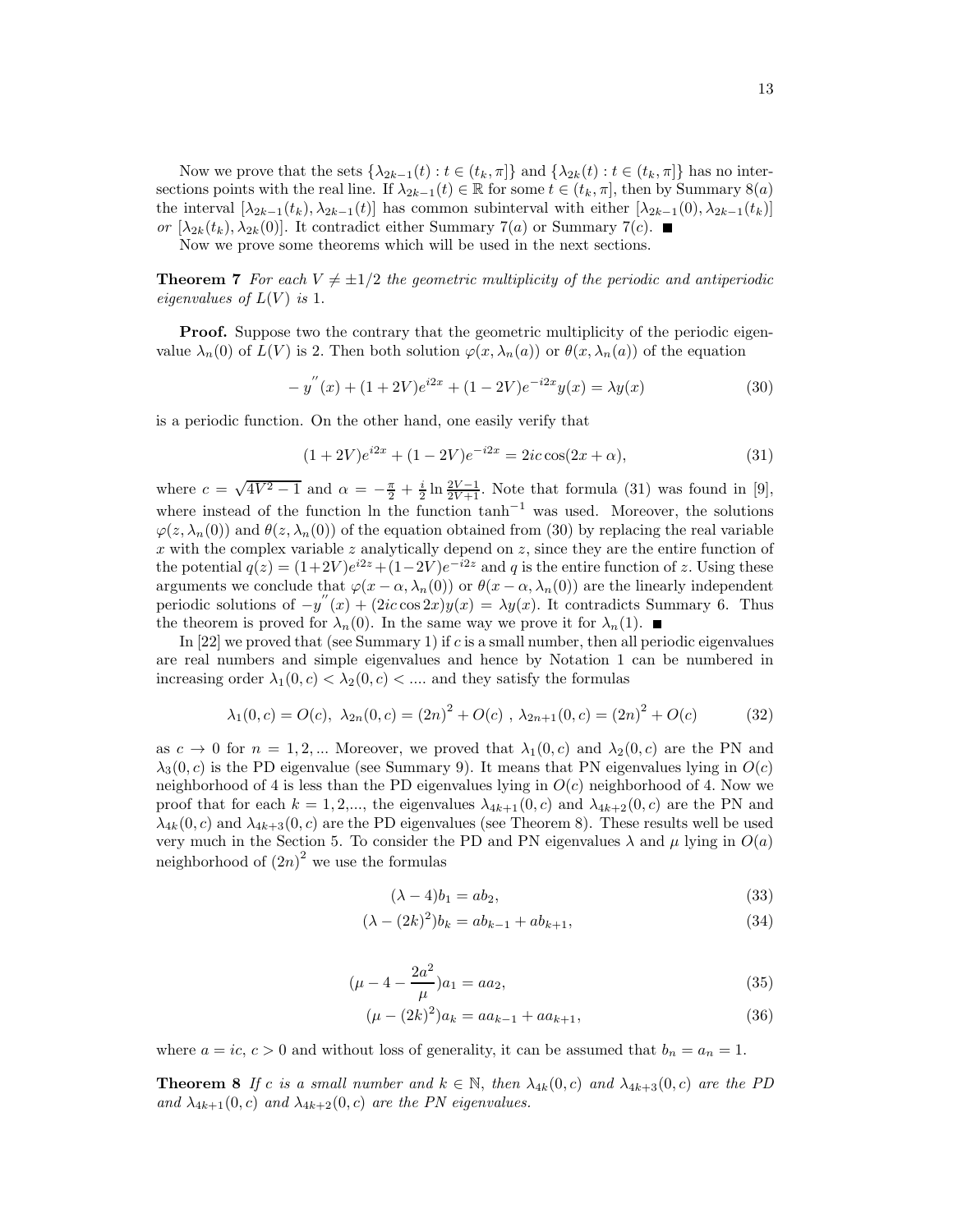Now we prove that the sets $\{\lambda_{2k-1}(t) : t \in (t_k, \pi]\}$ and $\{\lambda_{2k}(t) : t \in (t_k, \pi]\}$ has no intersections points with the real line. If $\lambda_{2k-1}(t) \in \mathbb{R}$ for some $t \in (t_k, \pi]$, then by Summary 8$(a)$ the interval $[\lambda_{2k-1}(t_k), \lambda_{2k-1}(t)]$ has common subinterval with either $[\lambda_{2k-1}(0), \lambda_{2k-1}(t_k)]$ *or* $[\lambda_{2k}(t_k), \lambda_{2k}(0)]$. It contradict either Summary 7$(a)$ or Summary 7$(c)$. ■

Now we prove some theorems which will be used in the next sections.

**Theorem 7** *For each $V \neq \pm 1/2$ the geometric multiplicity of the periodic and antiperiodic eigenvalues of $L(V)$ is* 1.

**Proof.** Suppose two the contrary that the geometric multiplicity of the periodic eigenvalue $\lambda_n(0)$ of $L(V)$ is 2. Then both solution $\varphi(x, \lambda_n(a))$ or $\theta(x, \lambda_n(a))$ of the equation

$$-y''(x) + (1+2V)e^{i2x} + (1-2V)e^{-i2x}y(x) = \lambda y(x) \tag{30}$$

is a periodic function. On the other hand, one easily verify that

$$(1+2V)e^{i2x} + (1-2V)e^{-i2x} = 2ic\cos(2x+\alpha), \tag{31}$$

where $c = \sqrt{4V^2-1}$ and $\alpha = -\frac{\pi}{2} + \frac{i}{2}\ln\frac{2V-1}{2V+1}$. Note that formula (31) was found in [9], where instead of the function ln the function $\tanh^{-1}$ was used. Moreover, the solutions $\varphi(z, \lambda_n(0))$ and $\theta(z, \lambda_n(0))$ of the equation obtained from (30) by replacing the real variable $x$ with the complex variable $z$ analytically depend on $z$, since they are the entire function of the potential $q(z) = (1+2V)e^{i2z} + (1-2V)e^{-i2z}$ and $q$ is the entire function of $z$. Using these arguments we conclude that $\varphi(x-\alpha, \lambda_n(0))$ or $\theta(x-\alpha, \lambda_n(0))$ are the linearly independent periodic solutions of $-y''(x) + (2ic\cos 2x)y(x) = \lambda y(x)$. It contradicts Summary 6. Thus the theorem is proved for $\lambda_n(0)$. In the same way we prove it for $\lambda_n(1)$. ■

In [22] we proved that (see Summary 1) if $c$ is a small number, then all periodic eigenvalues are real numbers and simple eigenvalues and hence by Notation 1 can be numbered in increasing order $\lambda_1(0,c) < \lambda_2(0,c) < \ldots.$ and they satisfy the formulas

$$\lambda_1(0,c) = O(c),\ \lambda_{2n}(0,c) = (2n)^2 + O(c)\ ,\ \lambda_{2n+1}(0,c) = (2n)^2 + O(c) \tag{32}$$

as $c \to 0$ for $n = 1, 2, \ldots$ Moreover, we proved that $\lambda_1(0,c)$ and $\lambda_2(0,c)$ are the PN and $\lambda_3(0,c)$ is the PD eigenvalue (see Summary 9). It means that PN eigenvalues lying in $O(c)$ neighborhood of 4 is less than the PD eigenvalues lying in $O(c)$ neighborhood of 4. Now we proof that for each $k = 1, 2, \ldots,$ the eigenvalues $\lambda_{4k+1}(0,c)$ and $\lambda_{4k+2}(0,c)$ are the PN and $\lambda_{4k}(0,c)$ and $\lambda_{4k+3}(0,c)$ are the PD eigenvalues (see Theorem 8). These results well be used very much in the Section 5. To consider the PD and PN eigenvalues $\lambda$ and $\mu$ lying in $O(a)$ neighborhood of $(2n)^2$ we use the formulas

$$(\lambda - 4)b_1 = ab_2, \tag{33}$$

$$(\lambda - (2k)^2)b_k = ab_{k-1} + ab_{k+1}, \tag{34}$$

$$(\mu - 4 - \frac{2a^2}{\mu})a_1 = aa_2, \tag{35}$$

$$(\mu - (2k)^2)a_k = aa_{k-1} + aa_{k+1}, \tag{36}$$

where $a = ic$, $c > 0$ and without loss of generality, it can be assumed that $b_n = a_n = 1$.

**Theorem 8** *If $c$ is a small number and $k \in \mathbb{N}$, then $\lambda_{4k}(0,c)$ and $\lambda_{4k+3}(0,c)$ are the PD and $\lambda_{4k+1}(0,c)$ and $\lambda_{4k+2}(0,c)$ are the PN eigenvalues.*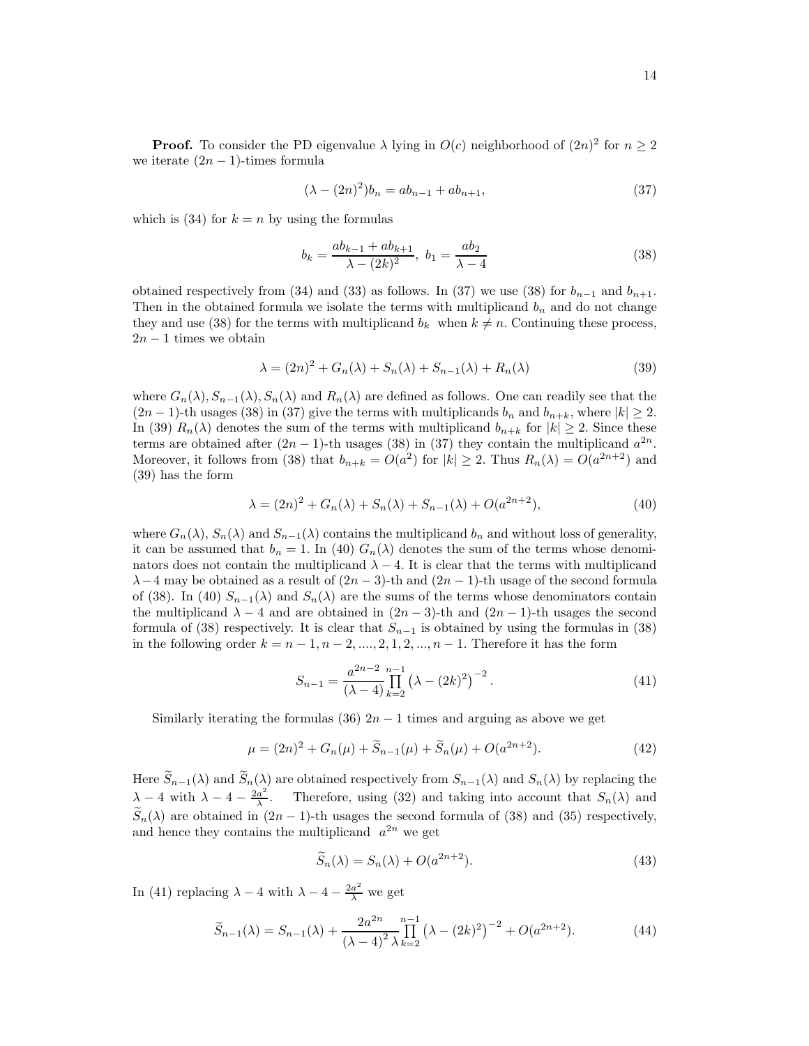**Proof.** To consider the PD eigenvalue $\lambda$ lying in $O(c)$ neighborhood of $(2n)^2$ for $n \geq 2$ we iterate $(2n-1)$-times formula

$$(\lambda - (2n)^2)b_n = ab_{n-1} + ab_{n+1}, \tag{37}$$

which is (34) for $k = n$ by using the formulas

$$b_k = \frac{ab_{k-1} + ab_{k+1}}{\lambda - (2k)^2},\ b_1 = \frac{ab_2}{\lambda - 4} \tag{38}$$

obtained respectively from (34) and (33) as follows. In (37) we use (38) for $b_{n-1}$ and $b_{n+1}$. Then in the obtained formula we isolate the terms with multiplicand $b_n$ and do not change they and use (38) for the terms with multiplicand $b_k$ when $k \neq n$. Continuing these process, $2n-1$ times we obtain

$$\lambda = (2n)^2 + G_n(\lambda) + S_n(\lambda) + S_{n-1}(\lambda) + R_n(\lambda) \tag{39}$$

where $G_n(\lambda), S_{n-1}(\lambda), S_n(\lambda)$ and $R_n(\lambda)$ are defined as follows. One can readily see that the $(2n-1)$-th usages (38) in (37) give the terms with multiplicands $b_n$ and $b_{n+k}$, where $|k| \geq 2$. In (39) $R_n(\lambda)$ denotes the sum of the terms with multiplicand $b_{n+k}$ for $|k| \geq 2$. Since these terms are obtained after $(2n-1)$-th usages (38) in (37) they contain the multiplicand $a^{2n}$. Moreover, it follows from (38) that $b_{n+k} = O(a^2)$ for $|k| \geq 2$. Thus $R_n(\lambda) = O(a^{2n+2})$ and (39) has the form

$$\lambda = (2n)^2 + G_n(\lambda) + S_n(\lambda) + S_{n-1}(\lambda) + O(a^{2n+2}), \tag{40}$$

where $G_n(\lambda)$, $S_n(\lambda)$ and $S_{n-1}(\lambda)$ contains the multiplicand $b_n$ and without loss of generality, it can be assumed that $b_n = 1$. In (40) $G_n(\lambda)$ denotes the sum of the terms whose denominators does not contain the multiplicand $\lambda - 4$. It is clear that the terms with multiplicand $\lambda - 4$ may be obtained as a result of $(2n-3)$-th and $(2n-1)$-th usage of the second formula of (38). In (40) $S_{n-1}(\lambda)$ and $S_n(\lambda)$ are the sums of the terms whose denominators contain the multiplicand $\lambda - 4$ and are obtained in $(2n-3)$-th and $(2n-1)$-th usages the second formula of (38) respectively. It is clear that $S_{n-1}$ is obtained by using the formulas in (38) in the following order $k = n-1, n-2, ...., 2, 1, 2, ..., n-1$. Therefore it has the form

$$S_{n-1} = \frac{a^{2n-2}}{(\lambda - 4)} \prod_{k=2}^{n-1} \left(\lambda - (2k)^2\right)^{-2}. \tag{41}$$

Similarly iterating the formulas (36) $2n-1$ times and arguing as above we get

$$\mu = (2n)^2 + G_n(\mu) + \widetilde{S}_{n-1}(\mu) + \widetilde{S}_n(\mu) + O(a^{2n+2}). \tag{42}$$

Here $\widetilde{S}_{n-1}(\lambda)$ and $\widetilde{S}_n(\lambda)$ are obtained respectively from $S_{n-1}(\lambda)$ and $S_n(\lambda)$ by replacing the $\lambda - 4$ with $\lambda - 4 - \frac{2a^2}{\lambda}$. Therefore, using (32) and taking into account that $S_n(\lambda)$ and $\widetilde{S}_n(\lambda)$ are obtained in $(2n-1)$-th usages the second formula of (38) and (35) respectively, and hence they contains the multiplicand $a^{2n}$ we get

$$\widetilde{S}_n(\lambda) = S_n(\lambda) + O(a^{2n+2}). \tag{43}$$

In (41) replacing $\lambda - 4$ with $\lambda - 4 - \frac{2a^2}{\lambda}$ we get

$$\widetilde{S}_{n-1}(\lambda) = S_{n-1}(\lambda) + \frac{2a^{2n}}{(\lambda - 4)^2 \lambda} \prod_{k=2}^{n-1} \left(\lambda - (2k)^2\right)^{-2} + O(a^{2n+2}). \tag{44}$$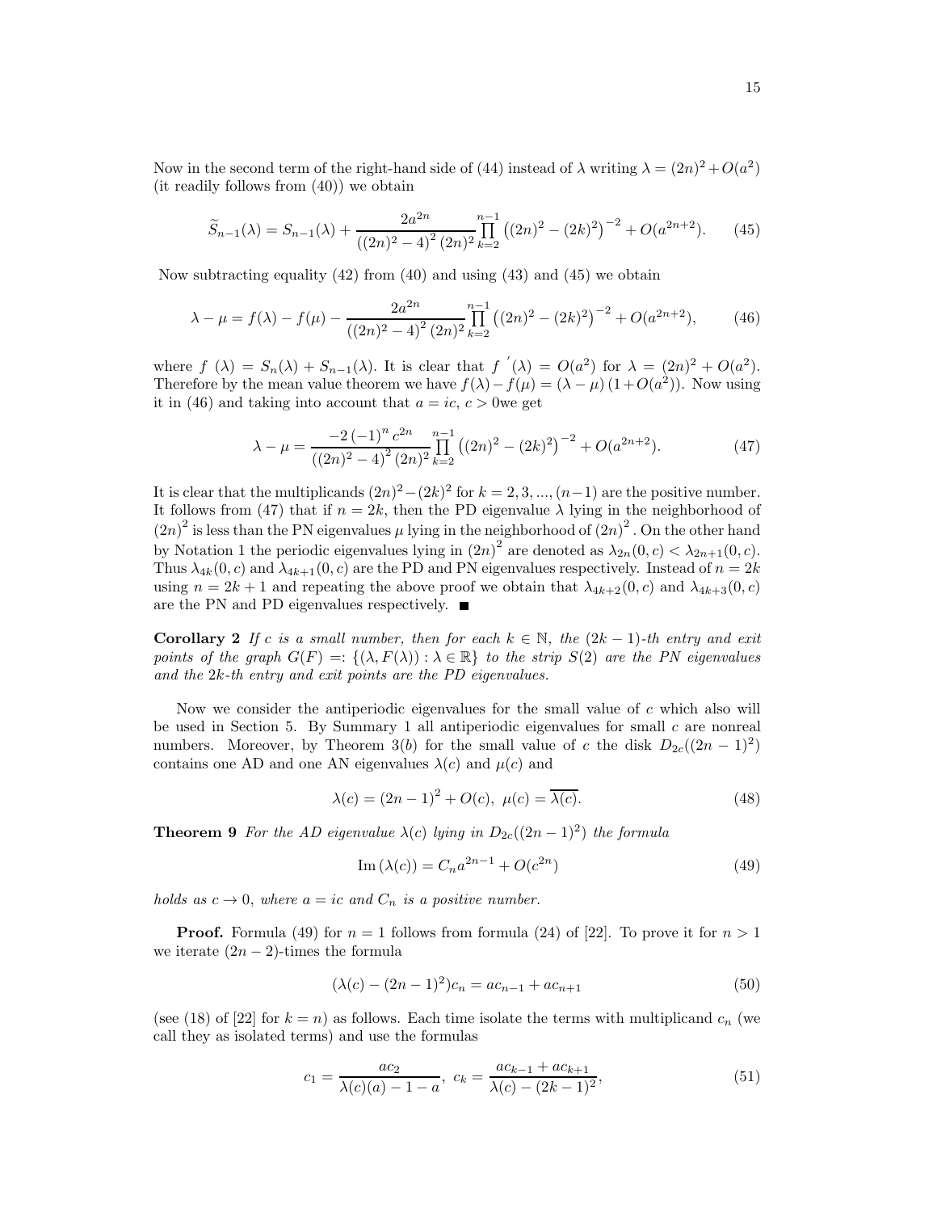Now in the second term of the right-hand side of (44) instead of $\lambda$ writing $\lambda = (2n)^2 + O(a^2)$ (it readily follows from (40)) we obtain

$$\widetilde{S}_{n-1}(\lambda) = S_{n-1}(\lambda) + \frac{2a^{2n}}{\left((2n)^2-4\right)^2 (2n)^2} \prod_{k=2}^{n-1} \left((2n)^2 - (2k)^2\right)^{-2} + O(a^{2n+2}). \tag{45}$$

Now subtracting equality (42) from (40) and using (43) and (45) we obtain

$$\lambda - \mu = f(\lambda) - f(\mu) - \frac{2a^{2n}}{\left((2n)^2-4\right)^2 (2n)^2} \prod_{k=2}^{n-1} \left((2n)^2 - (2k)^2\right)^{-2} + O(a^{2n+2}), \tag{46}$$

where $f(\lambda) = S_n(\lambda) + S_{n-1}(\lambda)$. It is clear that $f'(\lambda) = O(a^2)$ for $\lambda = (2n)^2 + O(a^2)$. Therefore by the mean value theorem we have $f(\lambda) - f(\mu) = (\lambda - \mu)(1 + O(a^2))$. Now using it in (46) and taking into account that $a = ic$, $c > 0$we get

$$\lambda - \mu = \frac{-2(-1)^n c^{2n}}{\left((2n)^2-4\right)^2 (2n)^2} \prod_{k=2}^{n-1} \left((2n)^2 - (2k)^2\right)^{-2} + O(a^{2n+2}). \tag{47}$$

It is clear that the multiplicands $(2n)^2 - (2k)^2$ for $k = 2, 3, ..., (n-1)$ are the positive number. It follows from (47) that if $n = 2k$, then the PD eigenvalue $\lambda$ lying in the neighborhood of $(2n)^2$ is less than the PN eigenvalues $\mu$ lying in the neighborhood of $(2n)^2$. On the other hand by Notation 1 the periodic eigenvalues lying in $(2n)^2$ are denoted as $\lambda_{2n}(0,c) < \lambda_{2n+1}(0,c)$. Thus $\lambda_{4k}(0,c)$ and $\lambda_{4k+1}(0,c)$ are the PD and PN eigenvalues respectively. Instead of $n = 2k$ using $n = 2k+1$ and repeating the above proof we obtain that $\lambda_{4k+2}(0,c)$ and $\lambda_{4k+3}(0,c)$ are the PN and PD eigenvalues respectively. ■

**Corollary 2** *If $c$ is a small number, then for each $k \in \mathbb{N}$, the $(2k-1)$-th entry and exit points of the graph $G(F) =: \{(\lambda, F(\lambda)) : \lambda \in \mathbb{R}\}$ to the strip $S(2)$ are the PN eigenvalues and the $2k$-th entry and exit points are the PD eigenvalues.*

Now we consider the antiperiodic eigenvalues for the small value of $c$ which also will be used in Section 5. By Summary 1 all antiperiodic eigenvalues for small $c$ are nonreal numbers. Moreover, by Theorem 3$(b)$ for the small value of $c$ the disk $D_{2c}((2n-1)^2)$ contains one AD and one AN eigenvalues $\lambda(c)$ and $\mu(c)$ and

$$\lambda(c) = (2n-1)^2 + O(c), \ \mu(c) = \overline{\lambda(c)}. \tag{48}$$

**Theorem 9** *For the AD eigenvalue $\lambda(c)$ lying in $D_{2c}((2n-1)^2)$ the formula*

$$\operatorname{Im}(\lambda(c)) = C_n a^{2n-1} + O(c^{2n}) \tag{49}$$

*holds as $c \to 0$, where $a = ic$ and $C_n$ is a positive number.*

**Proof.** Formula (49) for $n = 1$ follows from formula (24) of [22]. To prove it for $n > 1$ we iterate $(2n-2)$-times the formula

$$(\lambda(c) - (2n-1)^2)c_n = ac_{n-1} + ac_{n+1} \tag{50}$$

(see (18) of [22] for $k = n$) as follows. Each time isolate the terms with multiplicand $c_n$ (we call they as isolated terms) and use the formulas

$$c_1 = \frac{ac_2}{\lambda(c)(a) - 1 - a}, \ c_k = \frac{ac_{k-1} + ac_{k+1}}{\lambda(c) - (2k-1)^2}, \tag{51}$$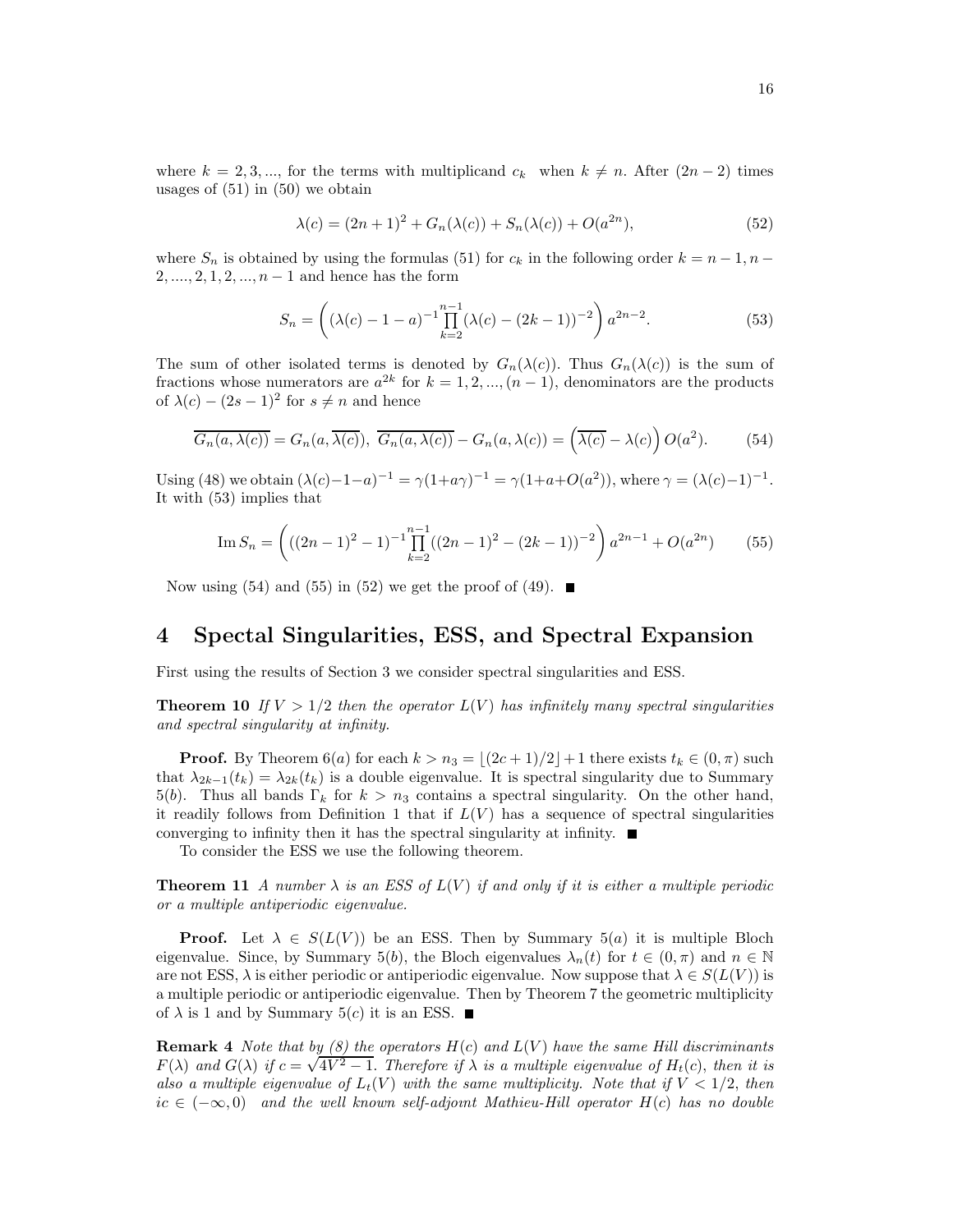where $k = 2, 3, ...,$ for the terms with multiplicand $c_k$ when $k \neq n$. After $(2n-2)$ times usages of (51) in (50) we obtain

$$\lambda(c) = (2n+1)^2 + G_n(\lambda(c)) + S_n(\lambda(c)) + O(a^{2n}), \tag{52}$$

where $S_n$ is obtained by using the formulas (51) for $c_k$ in the following order $k = n-1, n-2, ...., 2, 1, 2, ..., n-1$ and hence has the form

$$S_n = \left( (\lambda(c) - 1 - a)^{-1} \prod_{k=2}^{n-1} (\lambda(c) - (2k-1))^{-2} \right) a^{2n-2}. \tag{53}$$

The sum of other isolated terms is denoted by $G_n(\lambda(c))$. Thus $G_n(\lambda(c))$ is the sum of fractions whose numerators are $a^{2k}$ for $k = 1, 2, ..., (n-1)$, denominators are the products of $\lambda(c) - (2s-1)^2$ for $s \neq n$ and hence

$$\overline{G_n(a, \lambda(c))} = G_n(a, \overline{\lambda(c)}), \ \overline{G_n(a, \lambda(c))} - G_n(a, \lambda(c)) = \left( \overline{\lambda(c)} - \lambda(c) \right) O(a^2). \tag{54}$$

Using (48) we obtain $(\lambda(c)-1-a)^{-1} = \gamma(1+a\gamma)^{-1} = \gamma(1+a+O(a^2))$, where $\gamma = (\lambda(c)-1)^{-1}$. It with (53) implies that

$$\operatorname{Im} S_n = \left( ((2n-1)^2 - 1)^{-1} \prod_{k=2}^{n-1} ((2n-1)^2 - (2k-1))^{-2} \right) a^{2n-1} + O(a^{2n}) \tag{55}$$

Now using (54) and (55) in (52) we get the proof of (49). ■

# 4 Spectal Singularities, ESS, and Spectral Expansion

First using the results of Section 3 we consider spectral singularities and ESS.

**Theorem 10** *If $V > 1/2$ then the operator $L(V)$ has infinitely many spectral singularities and spectral singularity at infinity.*

**Proof.** By Theorem 6$(a)$ for each $k > n_3 = \lfloor (2c+1)/2 \rfloor + 1$ there exists $t_k \in (0, \pi)$ such that $\lambda_{2k-1}(t_k) = \lambda_{2k}(t_k)$ is a double eigenvalue. It is spectral singularity due to Summary 5$(b)$. Thus all bands $\Gamma_k$ for $k > n_3$ contains a spectral singularity. On the other hand, it readily follows from Definition 1 that if $L(V)$ has a sequence of spectral singularities converging to infinity then it has the spectral singularity at infinity. ■

To consider the ESS we use the following theorem.

**Theorem 11** *A number $\lambda$ is an ESS of $L(V)$ if and only if it is either a multiple periodic or a multiple antiperiodic eigenvalue.*

**Proof.** Let $\lambda \in S(L(V))$ be an ESS. Then by Summary 5$(a)$ it is multiple Bloch eigenvalue. Since, by Summary 5$(b)$, the Bloch eigenvalues $\lambda_n(t)$ for $t \in (0, \pi)$ and $n \in \mathbb{N}$ are not ESS, $\lambda$ is either periodic or antiperiodic eigenvalue. Now suppose that $\lambda \in S(L(V))$ is a multiple periodic or antiperiodic eigenvalue. Then by Theorem 7 the geometric multiplicity of $\lambda$ is 1 and by Summary 5$(c)$ it is an ESS. ■

**Remark 4** *Note that by (8) the operators $H(c)$ and $L(V)$ have the same Hill discriminants $F(\lambda)$ and $G(\lambda)$ if $c = \sqrt{4V^2 - 1}$. Therefore if $\lambda$ is a multiple eigenvalue of $H_t(c)$, then it is also a multiple eigenvalue of $L_t(V)$ with the same multiplicity. Note that if $V < 1/2$, then $ic \in (-\infty, 0)$ and the well known self-adjoint Mathieu-Hill operator $H(c)$ has no double*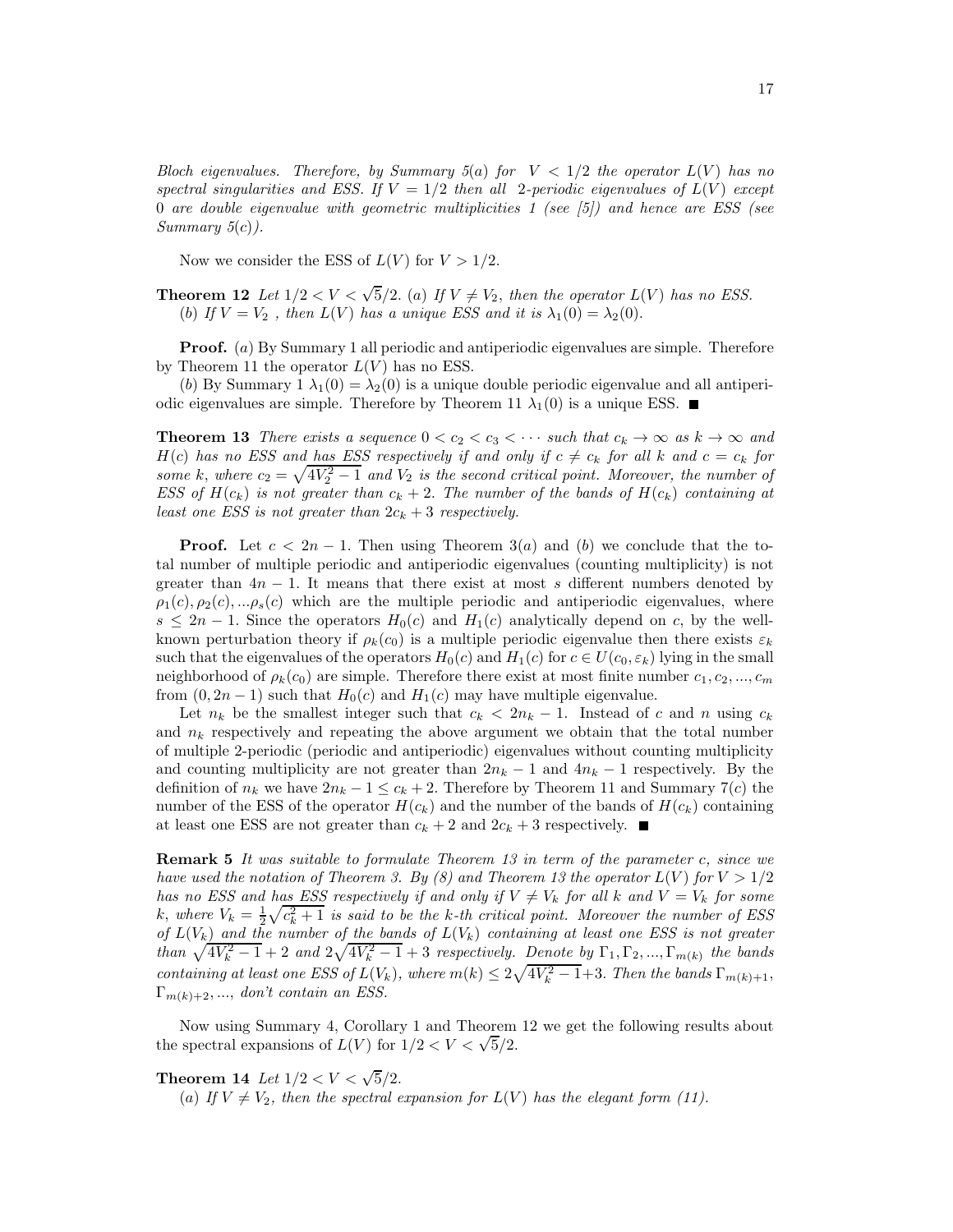*Bloch eigenvalues. Therefore, by Summary 5(a) for $V < 1/2$ the operator $L(V)$ has no spectral singularities and ESS. If $V = 1/2$ then all 2-periodic eigenvalues of $L(V)$ except 0 are double eigenvalue with geometric multiplicities 1 (see [5]) and hence are ESS (see Summary 5(c)).*

Now we consider the ESS of $L(V)$ for $V > 1/2$.

**Theorem 12** *Let $1/2 < V < \sqrt{5}/2$. (a) If $V \neq V_2$, then the operator $L(V)$ has no ESS.*
*(b) If $V = V_2$ , then $L(V)$ has a unique ESS and it is $\lambda_1(0) = \lambda_2(0)$.*

**Proof.** $(a)$ By Summary 1 all periodic and antiperiodic eigenvalues are simple. Therefore by Theorem 11 the operator $L(V)$ has no ESS.

$(b)$ By Summary 1 $\lambda_1(0) = \lambda_2(0)$ is a unique double periodic eigenvalue and all antiperiodic eigenvalues are simple. Therefore by Theorem 11 $\lambda_1(0)$ is a unique ESS. ∎

**Theorem 13** *There exists a sequence $0 < c_2 < c_3 < \cdots$ such that $c_k \to \infty$ as $k \to \infty$ and $H(c)$ has no ESS and has ESS respectively if and only if $c \neq c_k$ for all $k$ and $c = c_k$ for some $k$, where $c_2 = \sqrt{4V_2^2 - 1}$ and $V_2$ is the second critical point. Moreover, the number of ESS of $H(c_k)$ is not greater than $c_k + 2$. The number of the bands of $H(c_k)$ containing at least one ESS is not greater than $2c_k + 3$ respectively.*

**Proof.** Let $c < 2n - 1$. Then using Theorem 3$(a)$ and $(b)$ we conclude that the total number of multiple periodic and antiperiodic eigenvalues (counting multiplicity) is not greater than $4n - 1$. It means that there exist at most $s$ different numbers denoted by $\rho_1(c), \rho_2(c), ...\rho_s(c)$ which are the multiple periodic and antiperiodic eigenvalues, where $s \leq 2n - 1$. Since the operators $H_0(c)$ and $H_1(c)$ analytically depend on $c$, by the well-known perturbation theory if $\rho_k(c_0)$ is a multiple periodic eigenvalue then there exists $\varepsilon_k$ such that the eigenvalues of the operators $H_0(c)$ and $H_1(c)$ for $c \in U(c_0, \varepsilon_k)$ lying in the small neighborhood of $\rho_k(c_0)$ are simple. Therefore there exist at most finite number $c_1, c_2, ..., c_m$ from $(0, 2n - 1)$ such that $H_0(c)$ and $H_1(c)$ may have multiple eigenvalue.

Let $n_k$ be the smallest integer such that $c_k < 2n_k - 1$. Instead of $c$ and $n$ using $c_k$ and $n_k$ respectively and repeating the above argument we obtain that the total number of multiple 2-periodic (periodic and antiperiodic) eigenvalues without counting multiplicity and counting multiplicity are not greater than $2n_k - 1$ and $4n_k - 1$ respectively. By the definition of $n_k$ we have $2n_k - 1 \leq c_k + 2$. Therefore by Theorem 11 and Summary 7$(c)$ the number of the ESS of the operator $H(c_k)$ and the number of the bands of $H(c_k)$ containing at least one ESS are not greater than $c_k + 2$ and $2c_k + 3$ respectively. ∎

**Remark 5** *It was suitable to formulate Theorem 13 in term of the parameter c, since we have used the notation of Theorem 3. By (8) and Theorem 13 the operator $L(V)$ for $V > 1/2$ has no ESS and has ESS respectively if and only if $V \neq V_k$ for all $k$ and $V = V_k$ for some $k$, where $V_k = \frac{1}{2}\sqrt{c_k^2 + 1}$ is said to be the k-th critical point. Moreover the number of ESS of $L(V_k)$ and the number of the bands of $L(V_k)$ containing at least one ESS is not greater than $\sqrt{4V_k^2 - 1} + 2$ and $2\sqrt{4V_k^2 - 1} + 3$ respectively. Denote by $\Gamma_1, \Gamma_2, ..., \Gamma_{m(k)}$ the bands containing at least one ESS of $L(V_k)$, where $m(k) \leq 2\sqrt{4V_k^2 - 1} + 3$. Then the bands $\Gamma_{m(k)+1}$, $\Gamma_{m(k)+2}, ...,$ don't contain an ESS.*

Now using Summary 4, Corollary 1 and Theorem 12 we get the following results about the spectral expansions of $L(V)$ for $1/2 < V < \sqrt{5}/2$.

**Theorem 14** *Let $1/2 < V < \sqrt{5}/2$.*
*$(a)$ If $V \neq V_2$, then the spectral expansion for $L(V)$ has the elegant form (11).*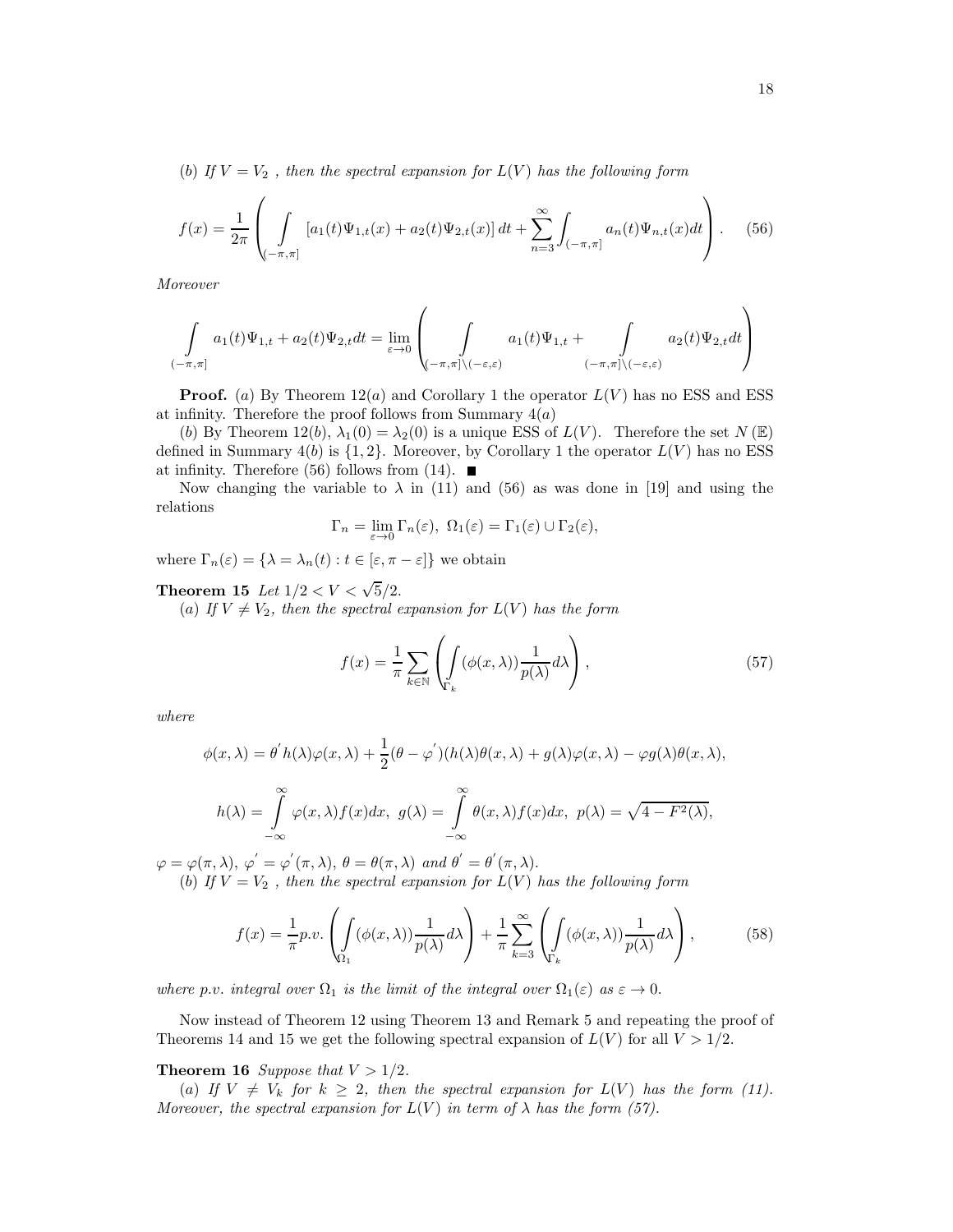(*b*) *If* $V = V_2$ *, then the spectral expansion for* $L(V)$ *has the following form*

$$f(x) = \frac{1}{2\pi} \left( \int\limits_{(-\pi,\pi]} [a_1(t)\Psi_{1,t}(x) + a_2(t)\Psi_{2,t}(x)]\, dt + \sum_{n=3}^{\infty} \int_{(-\pi,\pi]} a_n(t)\Psi_{n,t}(x) dt \right). \quad (56)$$

*Moreover*

$$\int\limits_{(-\pi,\pi]} a_1(t)\Psi_{1,t} + a_2(t)\Psi_{2,t} dt = \lim_{\varepsilon\to 0} \left( \int\limits_{(-\pi,\pi]\backslash(-\varepsilon,\varepsilon)} a_1(t)\Psi_{1,t} + \int\limits_{(-\pi,\pi]\backslash(-\varepsilon,\varepsilon)} a_2(t)\Psi_{2,t} dt \right)$$

**Proof.** (*a*) By Theorem 12(*a*) and Corollary 1 the operator $L(V)$ has no ESS and ESS at infinity. Therefore the proof follows from Summary 4(*a*)

(*b*) By Theorem 12(*b*), $\lambda_1(0) = \lambda_2(0)$ is a unique ESS of $L(V)$. Therefore the set $N(\mathbb{E})$ defined in Summary 4(*b*) is $\{1, 2\}$. Moreover, by Corollary 1 the operator $L(V)$ has no ESS at infinity. Therefore (56) follows from (14). ■

Now changing the variable to $\lambda$ in (11) and (56) as was done in [19] and using the relations

$$\Gamma_n = \lim_{\varepsilon\to 0} \Gamma_n(\varepsilon),\ \Omega_1(\varepsilon) = \Gamma_1(\varepsilon) \cup \Gamma_2(\varepsilon),$$

where $\Gamma_n(\varepsilon) = \{\lambda = \lambda_n(t) : t \in [\varepsilon, \pi - \varepsilon]\}$ we obtain

**Theorem 15** *Let* $1/2 < V < \sqrt{5}/2$.

(*a*) *If* $V \neq V_2$, *then the spectral expansion for* $L(V)$ *has the form*

$$f(x) = \frac{1}{\pi} \sum_{k\in\mathbb{N}} \left( \int\limits_{\Gamma_k} (\phi(x,\lambda)) \frac{1}{p(\lambda)} d\lambda \right), \quad (57)$$

*where*

$$\phi(x,\lambda) = \theta' h(\lambda)\varphi(x,\lambda) + \frac{1}{2}(\theta - \varphi')(h(\lambda)\theta(x,\lambda) + g(\lambda)\varphi(x,\lambda) - \varphi g(\lambda)\theta(x,\lambda),$$

$$h(\lambda) = \int\limits_{-\infty}^{\infty} \varphi(x,\lambda) f(x) dx,\ g(\lambda) = \int\limits_{-\infty}^{\infty} \theta(x,\lambda) f(x) dx,\ p(\lambda) = \sqrt{4 - F^2(\lambda)},$$

$\varphi = \varphi(\pi, \lambda),\ \varphi' = \varphi'(\pi, \lambda),\ \theta = \theta(\pi, \lambda)$ *and* $\theta' = \theta'(\pi, \lambda)$.

(*b*) *If* $V = V_2$ *, then the spectral expansion for* $L(V)$ *has the following form*

$$f(x) = \frac{1}{\pi} p.v. \left( \int\limits_{\Omega_1} (\phi(x,\lambda)) \frac{1}{p(\lambda)} d\lambda \right) + \frac{1}{\pi} \sum_{k=3}^{\infty} \left( \int\limits_{\Gamma_k} (\phi(x,\lambda)) \frac{1}{p(\lambda)} d\lambda \right), \quad (58)$$

*where p.v. integral over* $\Omega_1$ *is the limit of the integral over* $\Omega_1(\varepsilon)$ *as* $\varepsilon \to 0$.

Now instead of Theorem 12 using Theorem 13 and Remark 5 and repeating the proof of Theorems 14 and 15 we get the following spectral expansion of $L(V)$ for all $V > 1/2$.

**Theorem 16** *Suppose that* $V > 1/2$.

(*a*) *If* $V \neq V_k$ *for* $k \geq 2$, *then the spectral expansion for* $L(V)$ *has the form (11). Moreover, the spectral expansion for* $L(V)$ *in term of* $\lambda$ *has the form (57).*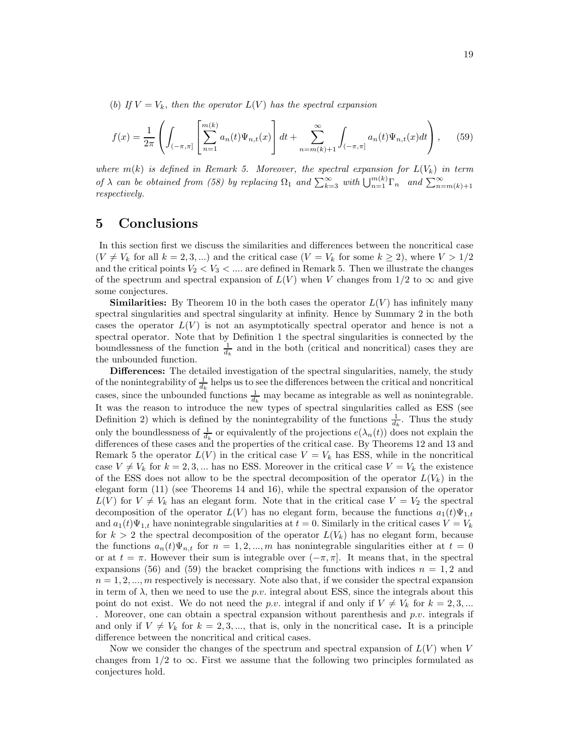(*b*) *If* $V = V_k$*, then the operator* $L(V)$ *has the spectral expansion*

$$f(x) = \frac{1}{2\pi}\left(\int_{(-\pi,\pi]}\left[\sum_{n=1}^{m(k)} a_n(t)\Psi_{n,t}(x)\right]dt + \sum_{n=m(k)+1}^{\infty}\int_{(-\pi,\pi]} a_n(t)\Psi_{n,t}(x)dt\right), \qquad (59)$$

*where* $m(k)$ *is defined in Remark 5. Moreover, the spectral expansion for* $L(V_k)$ *in term of* $\lambda$ *can be obtained from (58) by replacing* $\Omega_1$ *and* $\sum_{k=3}^{\infty}$ *with* $\bigcup_{n=1}^{m(k)}\Gamma_n$ *and* $\sum_{n=m(k)+1}^{\infty}$ *respectively.*

# 5 Conclusions

In this section first we discuss the similarities and differences between the noncritical case ($V \neq V_k$ for all $k = 2, 3, ...$) and the critical case ($V = V_k$ for some $k \geq 2$), where $V > 1/2$ and the critical points $V_2 < V_3 < ....$ are defined in Remark 5. Then we illustrate the changes of the spectrum and spectral expansion of $L(V)$ when $V$ changes from $1/2$ to $\infty$ and give some conjectures.

**Similarities:** By Theorem 10 in the both cases the operator $L(V)$ has infinitely many spectral singularities and spectral singularity at infinity. Hence by Summary 2 in the both cases the operator $L(V)$ is not an asymptotically spectral operator and hence is not a spectral operator. Note that by Definition 1 the spectral singularities is connected by the boundlessness of the function $\frac{1}{d_k}$ and in the both (critical and noncritical) cases they are the unbounded function.

**Differences:** The detailed investigation of the spectral singularities, namely, the study of the nonintegrability of $\frac{1}{d_k}$ helps us to see the differences between the critical and noncritical cases, since the unbounded functions $\frac{1}{d_k}$ may became as integrable as well as nonintegrable. It was the reason to introduce the new types of spectral singularities called as ESS (see Definition 2) which is defined by the nonintegrability of the functions $\frac{1}{d_k}$. Thus the study only the boundlessness of $\frac{1}{d_k}$ or equivalently of the projections $e(\lambda_n(t))$ does not explain the differences of these cases and the properties of the critical case. By Theorems 12 and 13 and Remark 5 the operator $L(V)$ in the critical case $V = V_k$ has ESS, while in the noncritical case $V \neq V_k$ for $k = 2, 3, ...$ has no ESS. Moreover in the critical case $V = V_k$ the existence of the ESS does not allow to be the spectral decomposition of the operator $L(V_k)$ in the elegant form (11) (see Theorems 14 and 16), while the spectral expansion of the operator $L(V)$ for $V \neq V_k$ has an elegant form. Note that in the critical case $V = V_2$ the spectral decomposition of the operator $L(V)$ has no elegant form, because the functions $a_1(t)\Psi_{1,t}$ and $a_1(t)\Psi_{1,t}$ have nonintegrable singularities at $t = 0$. Similarly in the critical cases $V = V_k$ for $k > 2$ the spectral decomposition of the operator $L(V_k)$ has no elegant form, because the functions $a_n(t)\Psi_{n,t}$ for $n = 1, 2, ..., m$ has nonintegrable singularities either at $t = 0$ or at $t = \pi$. However their sum is integrable over $(-\pi, \pi]$. It means that, in the spectral expansions (56) and (59) the bracket comprising the functions with indices $n = 1, 2$ and $n = 1, 2, ..., m$ respectively is necessary. Note also that, if we consider the spectral expansion in term of $\lambda$, then we need to use the *p.v.* integral about ESS, since the integrals about this point do not exist. We do not need the *p.v.* integral if and only if $V \neq V_k$ for $k = 2, 3, ...$ . Moreover, one can obtain a spectral expansion without parenthesis and *p.v.* integrals if and only if $V \neq V_k$ for $k = 2, 3, ...$, that is, only in the noncritical case**.** It is a principle difference between the noncritical and critical cases.

Now we consider the changes of the spectrum and spectral expansion of $L(V)$ when $V$ changes from $1/2$ to $\infty$. First we assume that the following two principles formulated as conjectures hold.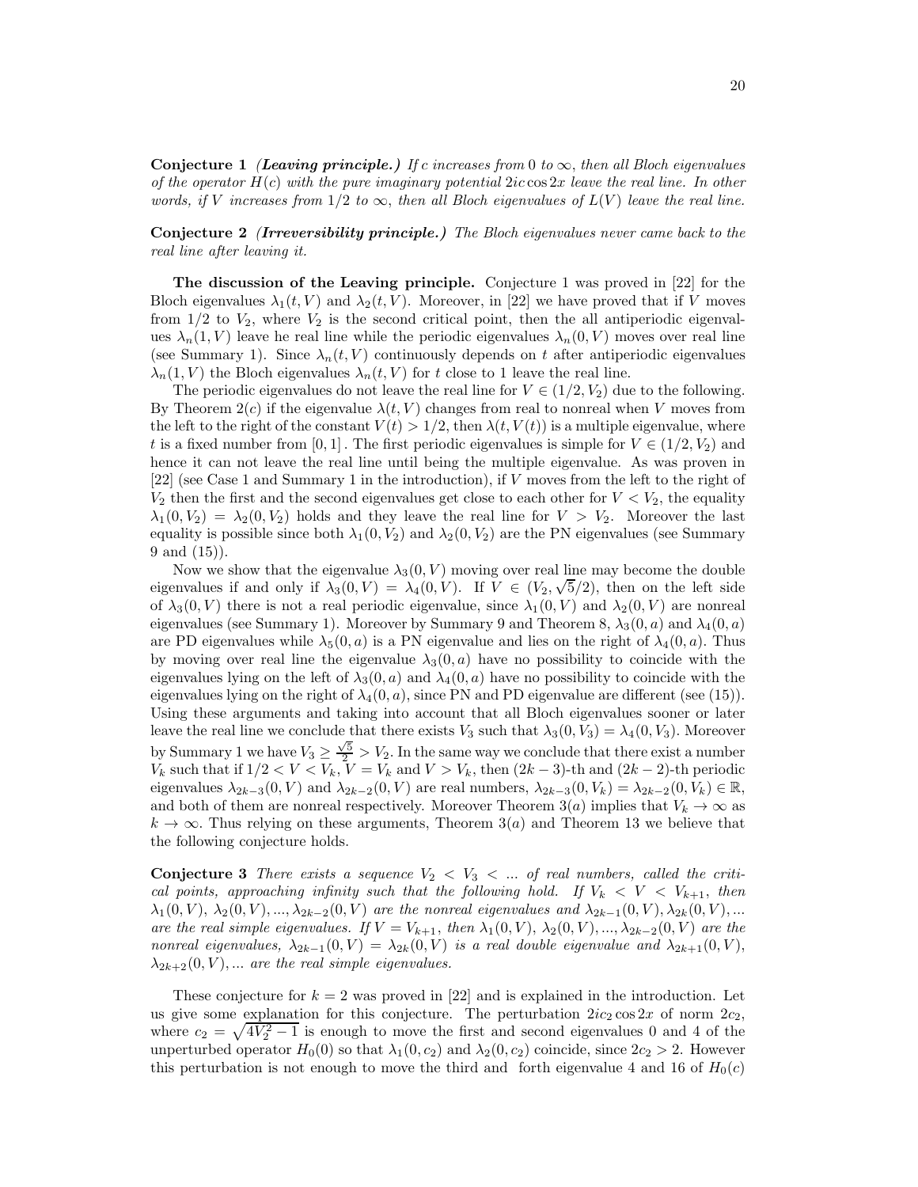**Conjecture 1** *(**Leaving principle.**) If $c$ increases from $0$ to $\infty$, then all Bloch eigenvalues of the operator $H(c)$ with the pure imaginary potential $2ic\cos 2x$ leave the real line. In other words, if $V$ increases from $1/2$ to $\infty$, then all Bloch eigenvalues of $L(V)$ leave the real line.*

**Conjecture 2** *(**Irreversibility principle.**) The Bloch eigenvalues never came back to the real line after leaving it.*

**The discussion of the Leaving principle.** Conjecture 1 was proved in [22] for the Bloch eigenvalues $\lambda_1(t,V)$ and $\lambda_2(t,V)$. Moreover, in [22] we have proved that if $V$ moves from $1/2$ to $V_2$, where $V_2$ is the second critical point, then the all antiperiodic eigenvalues $\lambda_n(1,V)$ leave he real line while the periodic eigenvalues $\lambda_n(0,V)$ moves over real line (see Summary 1). Since $\lambda_n(t,V)$ continuously depends on $t$ after antiperiodic eigenvalues $\lambda_n(1,V)$ the Bloch eigenvalues $\lambda_n(t,V)$ for $t$ close to 1 leave the real line.

The periodic eigenvalues do not leave the real line for $V \in (1/2, V_2)$ due to the following. By Theorem 2$(c)$ if the eigenvalue $\lambda(t,V)$ changes from real to nonreal when $V$ moves from the left to the right of the constant $V(t) > 1/2$, then $\lambda(t, V(t))$ is a multiple eigenvalue, where $t$ is a fixed number from $[0,1]$. The first periodic eigenvalues is simple for $V \in (1/2, V_2)$ and hence it can not leave the real line until being the multiple eigenvalue. As was proven in [22] (see Case 1 and Summary 1 in the introduction), if $V$ moves from the left to the right of $V_2$ then the first and the second eigenvalues get close to each other for $V < V_2$, the equality $\lambda_1(0, V_2) = \lambda_2(0, V_2)$ holds and they leave the real line for $V > V_2$. Moreover the last equality is possible since both $\lambda_1(0, V_2)$ and $\lambda_2(0, V_2)$ are the PN eigenvalues (see Summary 9 and (15)).

Now we show that the eigenvalue $\lambda_3(0,V)$ moving over real line may become the double eigenvalues if and only if $\lambda_3(0,V) = \lambda_4(0,V)$. If $V \in (V_2, \sqrt{5}/2)$, then on the left side of $\lambda_3(0,V)$ there is not a real periodic eigenvalue, since $\lambda_1(0,V)$ and $\lambda_2(0,V)$ are nonreal eigenvalues (see Summary 1). Moreover by Summary 9 and Theorem 8, $\lambda_3(0,a)$ and $\lambda_4(0,a)$ are PD eigenvalues while $\lambda_5(0,a)$ is a PN eigenvalue and lies on the right of $\lambda_4(0,a)$. Thus by moving over real line the eigenvalue $\lambda_3(0,a)$ have no possibility to coincide with the eigenvalues lying on the left of $\lambda_3(0,a)$ and $\lambda_4(0,a)$ have no possibility to coincide with the eigenvalues lying on the right of $\lambda_4(0,a)$, since PN and PD eigenvalue are different (see (15)). Using these arguments and taking into account that all Bloch eigenvalues sooner or later leave the real line we conclude that there exists $V_3$ such that $\lambda_3(0,V_3) = \lambda_4(0,V_3)$. Moreover by Summary 1 we have $V_3 \geq \frac{\sqrt{5}}{2} > V_2$. In the same way we conclude that there exist a number $V_k$ such that if $1/2 < V < V_k$, $V = V_k$ and $V > V_k$, then $(2k-3)$-th and $(2k-2)$-th periodic eigenvalues $\lambda_{2k-3}(0,V)$ and $\lambda_{2k-2}(0,V)$ are real numbers, $\lambda_{2k-3}(0,V_k) = \lambda_{2k-2}(0,V_k) \in \mathbb{R}$, and both of them are nonreal respectively. Moreover Theorem 3$(a)$ implies that $V_k \to \infty$ as $k \to \infty$. Thus relying on these arguments, Theorem 3$(a)$ and Theorem 13 we believe that the following conjecture holds.

**Conjecture 3** *There exists a sequence $V_2 < V_3 < \ldots$ of real numbers, called the critical points, approaching infinity such that the following hold. If $V_k < V < V_{k+1}$, then $\lambda_1(0,V)$, $\lambda_2(0,V), \ldots, \lambda_{2k-2}(0,V)$ are the nonreal eigenvalues and $\lambda_{2k-1}(0,V), \lambda_{2k}(0,V), \ldots$ are the real simple eigenvalues. If $V = V_{k+1}$, then $\lambda_1(0,V)$, $\lambda_2(0,V), \ldots, \lambda_{2k-2}(0,V)$ are the nonreal eigenvalues, $\lambda_{2k-1}(0,V) = \lambda_{2k}(0,V)$ is a real double eigenvalue and $\lambda_{2k+1}(0,V)$, $\lambda_{2k+2}(0,V), \ldots$ are the real simple eigenvalues.*

These conjecture for $k = 2$ was proved in [22] and is explained in the introduction. Let us give some explanation for this conjecture. The perturbation $2ic_2\cos 2x$ of norm $2c_2$, where $c_2 = \sqrt{4V_2^2 - 1}$ is enough to move the first and second eigenvalues 0 and 4 of the unperturbed operator $H_0(0)$ so that $\lambda_1(0,c_2)$ and $\lambda_2(0,c_2)$ coincide, since $2c_2 > 2$. However this perturbation is not enough to move the third and forth eigenvalue 4 and 16 of $H_0(c)$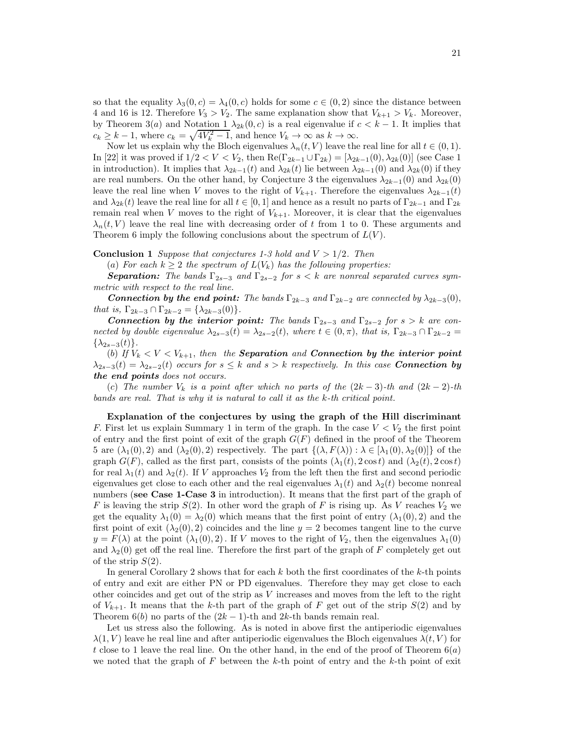so that the equality $\lambda_3(0, c) = \lambda_4(0, c)$ holds for some $c \in (0, 2)$ since the distance between 4 and 16 is 12. Therefore $V_3 > V_2$. The same explanation show that $V_{k+1} > V_k$. Moreover, by Theorem 3($a$) and Notation 1 $\lambda_{2k}(0, c)$ is a real eigenvalue if $c < k - 1$. It implies that $c_k \geq k - 1$, where $c_k = \sqrt{4V_k^2 - 1}$, and hence $V_k \to \infty$ as $k \to \infty$.

Now let us explain why the Bloch eigenvalues $\lambda_n(t, V)$ leave the real line for all $t \in (0, 1)$. In [22] it was proved if $1/2 < V < V_2$, then $\text{Re}(\Gamma_{2k-1} \cup \Gamma_{2k}) = [\lambda_{2k-1}(0), \lambda_{2k}(0)]$ (see Case 1 in introduction). It implies that $\lambda_{2k-1}(t)$ and $\lambda_{2k}(t)$ lie between $\lambda_{2k-1}(0)$ and $\lambda_{2k}(0)$ if they are real numbers. On the other hand, by Conjecture 3 the eigenvalues $\lambda_{2k-1}(0)$ and $\lambda_{2k}(0)$ leave the real line when $V$ moves to the right of $V_{k+1}$. Therefore the eigenvalues $\lambda_{2k-1}(t)$ and $\lambda_{2k}(t)$ leave the real line for all $t \in [0, 1]$ and hence as a result no parts of $\Gamma_{2k-1}$ and $\Gamma_{2k}$ remain real when $V$ moves to the right of $V_{k+1}$. Moreover, it is clear that the eigenvalues $\lambda_n(t, V)$ leave the real line with decreasing order of $t$ from 1 to 0. These arguments and Theorem 6 imply the following conclusions about the spectrum of $L(V)$.

**Conclusion 1** *Suppose that conjectures 1-3 hold and $V > 1/2$. Then*

($a$) *For each $k \geq 2$ the spectrum of $L(V_k)$ has the following properties:*

***Separation:*** *The bands $\Gamma_{2s-3}$ and $\Gamma_{2s-2}$ for $s < k$ are nonreal separated curves symmetric with respect to the real line.*

***Connection by the end point:*** *The bands $\Gamma_{2k-3}$ and $\Gamma_{2k-2}$ are connected by $\lambda_{2k-3}(0)$, that is, $\Gamma_{2k-3} \cap \Gamma_{2k-2} = \{\lambda_{2k-3}(0)\}$.*

***Connection by the interior point:*** *The bands $\Gamma_{2s-3}$ and $\Gamma_{2s-2}$ for $s > k$ are connected by double eigenvalue $\lambda_{2s-3}(t) = \lambda_{2s-2}(t)$, where $t \in (0, \pi)$, that is, $\Gamma_{2k-3} \cap \Gamma_{2k-2} = \{\lambda_{2s-3}(t)\}$.*

($b$) *If $V_k < V < V_{k+1}$, then the **Separation** and **Connection by the interior point** $\lambda_{2s-3}(t) = \lambda_{2s-2}(t)$ occurs for $s \leq k$ and $s > k$ respectively. In this case **Connection by the end points** does not occurs.*

($c$) *The number $V_k$ is a point after which no parts of the $(2k-3)$-th and $(2k-2)$-th bands are real. That is why it is natural to call it as the $k$-th critical point.*

**Explanation of the conjectures by using the graph of the Hill discriminant** $F$. First let us explain Summary 1 in term of the graph. In the case $V < V_2$ the first point of entry and the first point of exit of the graph $G(F)$ defined in the proof of the Theorem 5 are $(\lambda_1(0), 2)$ and $(\lambda_2(0), 2)$ respectively. The part $\{(\lambda, F(\lambda)) : \lambda \in [\lambda_1(0), \lambda_2(0)]\}$ of the graph $G(F)$, called as the first part, consists of the points $(\lambda_1(t), 2\cos t)$ and $(\lambda_2(t), 2\cos t)$ for real $\lambda_1(t)$ and $\lambda_2(t)$. If $V$ approaches $V_2$ from the left then the first and second periodic eigenvalues get close to each other and the real eigenvalues $\lambda_1(t)$ and $\lambda_2(t)$ become nonreal numbers (**see Case 1-Case 3** in introduction). It means that the first part of the graph of $F$ is leaving the strip $S(2)$. In other word the graph of $F$ is rising up. As $V$ reaches $V_2$ we get the equality $\lambda_1(0) = \lambda_2(0)$ which means that the first point of entry $(\lambda_1(0), 2)$ and the first point of exit $(\lambda_2(0), 2)$ coincides and the line $y = 2$ becomes tangent line to the curve $y = F(\lambda)$ at the point $(\lambda_1(0), 2)$. If $V$ moves to the right of $V_2$, then the eigenvalues $\lambda_1(0)$ and $\lambda_2(0)$ get off the real line. Therefore the first part of the graph of $F$ completely get out of the strip $S(2)$.

In general Corollary 2 shows that for each $k$ both the first coordinates of the $k$-th points of entry and exit are either PN or PD eigenvalues. Therefore they may get close to each other coincides and get out of the strip as $V$ increases and moves from the left to the right of $V_{k+1}$. It means that the $k$-th part of the graph of $F$ get out of the strip $S(2)$ and by Theorem 6($b$) no parts of the $(2k-1)$-th and $2k$-th bands remain real.

Let us stress also the following. As is noted in above first the antiperiodic eigenvalues $\lambda(1, V)$ leave he real line and after antiperiodic eigenvalues the Bloch eigenvalues $\lambda(t, V)$ for $t$ close to 1 leave the real line. On the other hand, in the end of the proof of Theorem 6($a$) we noted that the graph of $F$ between the $k$-th point of entry and the $k$-th point of exit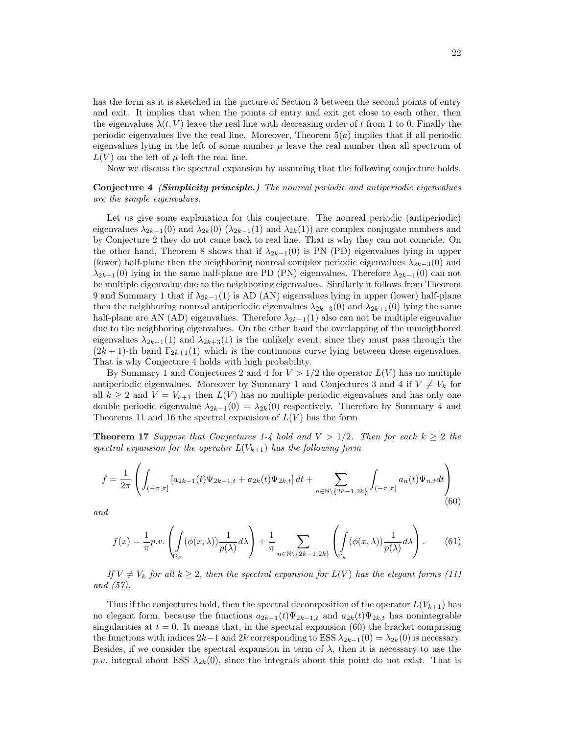has the form as it is sketched in the picture of Section 3 between the second points of entry and exit. It implies that when the points of entry and exit get close to each other, then the eigenvalues $\lambda(t, V)$ leave the real line with decreasing order of $t$ from 1 to 0. Finally the periodic eigenvalues live the real line. Moreover, Theorem $5(a)$ implies that if all periodic eigenvalues lying in the left of some number $\mu$ leave the real number then all spectrum of $L(V)$ on the left of $\mu$ left the real line.

Now we discuss the spectral expansion by assuming that the following conjecture holds.

**Conjecture 4** ***(Simplicity principle.)*** *The nonreal periodic and antiperiodic eigenvalues are the simple eigenvalues.*

Let us give some explanation for this conjecture. The nonreal periodic (antiperiodic) eigenvalues $\lambda_{2k-1}(0)$ and $\lambda_{2k}(0)$ ($\lambda_{2k-1}(1)$ and $\lambda_{2k}(1)$) are complex conjugate numbers and by Conjecture 2 they do not came back to real line. That is why they can not coincide. On the other hand, Theorem 8 shows that if $\lambda_{2k-1}(0)$ is PN (PD) eigenvalues lying in upper (lower) half-plane then the neighboring nonreal complex periodic eigenvalues $\lambda_{2k-3}(0)$ and $\lambda_{2k+1}(0)$ lying in the same half-plane are PD (PN) eigenvalues. Therefore $\lambda_{2k-1}(0)$ can not be multiple eigenvalue due to the neighboring eigenvalues. Similarly it follows from Theorem 9 and Summary 1 that if $\lambda_{2k-1}(1)$ is AD (AN) eigenvalues lying in upper (lower) half-plane then the neighboring nonreal antiperiodic eigenvalues $\lambda_{2k-3}(0)$ and $\lambda_{2k+1}(0)$ lying the same half-plane are AN (AD) eigenvalues. Therefore $\lambda_{2k-1}(1)$ also can not be multiple eigenvalue due to the neighboring eigenvalues. On the other hand the overlapping of the unneighbored eigenvalues $\lambda_{2k-1}(1)$ and $\lambda_{2k+3}(1)$ is the unlikely event, since they must pass through the $(2k+1)$-th band $\Gamma_{2k+1}(1)$ which is the continuous curve lying between these eigenvalues. That is why Conjecture 4 holds with high probability.

By Summary 1 and Conjectures 2 and 4 for $V > 1/2$ the operator $L(V)$ has no multiple antiperiodic eigenvalues. Moreover by Summary 1 and Conjectures 3 and 4 if $V \neq V_k$ for all $k \geq 2$ and $V = V_{k+1}$ then $L(V)$ has no multiple periodic eigenvalues and has only one double periodic eigenvalue $\lambda_{2k-1}(0) = \lambda_{2k}(0)$ respectively. Therefore by Summary 4 and Theorems 11 and 16 the spectral expansion of $L(V)$ has the form

**Theorem 17** *Suppose that Conjectures 1-4 hold and $V > 1/2$. Then for each $k \geq 2$ the spectral expansion for the operator $L(V_{k+1})$ has the following form*

$$f = \frac{1}{2\pi}\left(\int_{(-\pi,\pi]}\left[a_{2k-1}(t)\Psi_{2k-1,t} + a_{2k}(t)\Psi_{2k,t}\right]dt + \sum_{n\in\mathbb{N}\setminus\{2k-1,2k\}}\int_{(-\pi,\pi]} a_n(t)\Psi_{n,t}dt\right) \tag{60}$$

*and*

$$f(x) = \frac{1}{\pi}p.v.\left(\int_{\Omega_k}(\phi(x,\lambda))\frac{1}{p(\lambda)}d\lambda\right) + \frac{1}{\pi}\sum_{n\in\mathbb{N}\setminus\{2k-1,2k\}}\left(\int_{\Gamma_k}(\phi(x,\lambda))\frac{1}{p(\lambda)}d\lambda\right). \tag{61}$$

*If $V \neq V_k$ for all $k \geq 2$, then the spectral expansion for $L(V)$ has the elegant forms (11) and (57).*

Thus if the conjectures hold, then the spectral decomposition of the operator $L(V_{k+1})$ has no elegant form, because the functions $a_{2k-1}(t)\Psi_{2k-1,t}$ and $a_{2k}(t)\Psi_{2k,t}$ has nonintegrable singularities at $t = 0$. It means that, in the spectral expansion (60) the bracket comprising the functions with indices $2k-1$ and $2k$ corresponding to ESS $\lambda_{2k-1}(0) = \lambda_{2k}(0)$ is necessary. Besides, if we consider the spectral expansion in term of $\lambda$, then it is necessary to use the $p.v.$ integral about ESS $\lambda_{2k}(0)$, since the integrals about this point do not exist. That is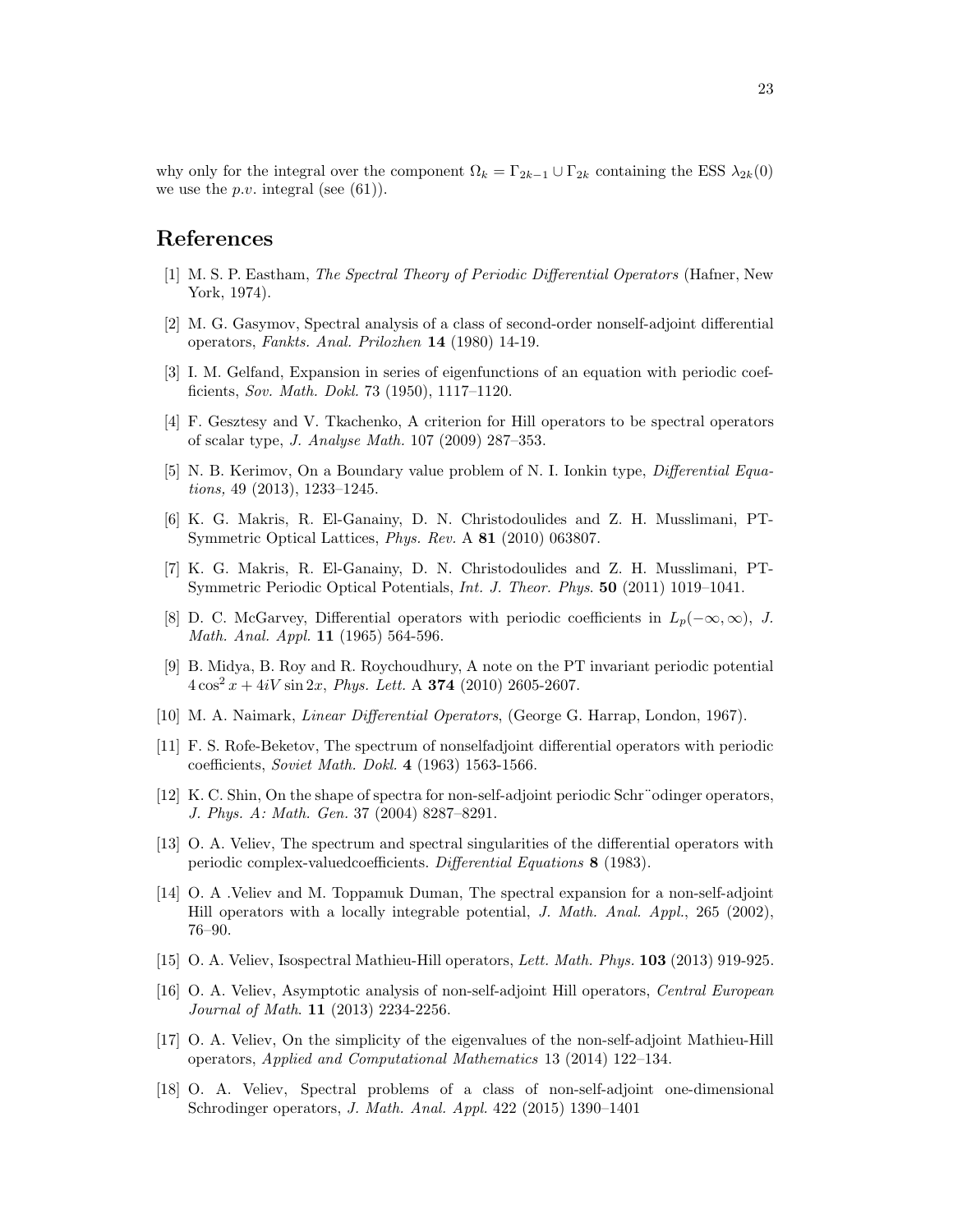why only for the integral over the component $\Omega_k = \Gamma_{2k-1} \cup \Gamma_{2k}$ containing the ESS $\lambda_{2k}(0)$ we use the *p.v.* integral (see (61)).

## References

[1] M. S. P. Eastham, *The Spectral Theory of Periodic Differential Operators* (Hafner, New York, 1974).

[2] M. G. Gasymov, Spectral analysis of a class of second-order nonself-adjoint differential operators, *Fankts. Anal. Prilozhen* **14** (1980) 14-19.

[3] I. M. Gelfand, Expansion in series of eigenfunctions of an equation with periodic coefficients, *Sov. Math. Dokl.* 73 (1950), 1117–1120.

[4] F. Gesztesy and V. Tkachenko, A criterion for Hill operators to be spectral operators of scalar type, *J. Analyse Math.* 107 (2009) 287–353.

[5] N. B. Kerimov, On a Boundary value problem of N. I. Ionkin type, *Differential Equations,* 49 (2013), 1233–1245.

[6] K. G. Makris, R. El-Ganainy, D. N. Christodoulides and Z. H. Musslimani, PT-Symmetric Optical Lattices, *Phys. Rev.* A **81** (2010) 063807.

[7] K. G. Makris, R. El-Ganainy, D. N. Christodoulides and Z. H. Musslimani, PT-Symmetric Periodic Optical Potentials, *Int. J. Theor. Phys.* **50** (2011) 1019–1041.

[8] D. C. McGarvey, Differential operators with periodic coefficients in $L_p(-\infty, \infty)$, *J. Math. Anal. Appl.* **11** (1965) 564-596.

[9] B. Midya, B. Roy and R. Roychoudhury, A note on the PT invariant periodic potential $4\cos^2 x + 4iV \sin 2x$, *Phys. Lett.* A **374** (2010) 2605-2607.

[10] M. A. Naimark, *Linear Differential Operators*, (George G. Harrap, London, 1967).

[11] F. S. Rofe-Beketov, The spectrum of nonselfadjoint differential operators with periodic coefficients, *Soviet Math. Dokl.* **4** (1963) 1563-1566.

[12] K. C. Shin, On the shape of spectra for non-self-adjoint periodic Schr¨odinger operators, *J. Phys. A: Math. Gen.* 37 (2004) 8287–8291.

[13] O. A. Veliev, The spectrum and spectral singularities of the differential operators with periodic complex-valuedcoefficients. *Differential Equations* **8** (1983).

[14] O. A .Veliev and M. Toppamuk Duman, The spectral expansion for a non-self-adjoint Hill operators with a locally integrable potential, *J. Math. Anal. Appl.*, 265 (2002), 76–90.

[15] O. A. Veliev, Isospectral Mathieu-Hill operators, *Lett. Math. Phys.* **103** (2013) 919-925.

[16] O. A. Veliev, Asymptotic analysis of non-self-adjoint Hill operators, *Central European Journal of Math.* **11** (2013) 2234-2256.

[17] O. A. Veliev, On the simplicity of the eigenvalues of the non-self-adjoint Mathieu-Hill operators, *Applied and Computational Mathematics* 13 (2014) 122–134.

[18] O. A. Veliev, Spectral problems of a class of non-self-adjoint one-dimensional Schrodinger operators, *J. Math. Anal. Appl.* 422 (2015) 1390–1401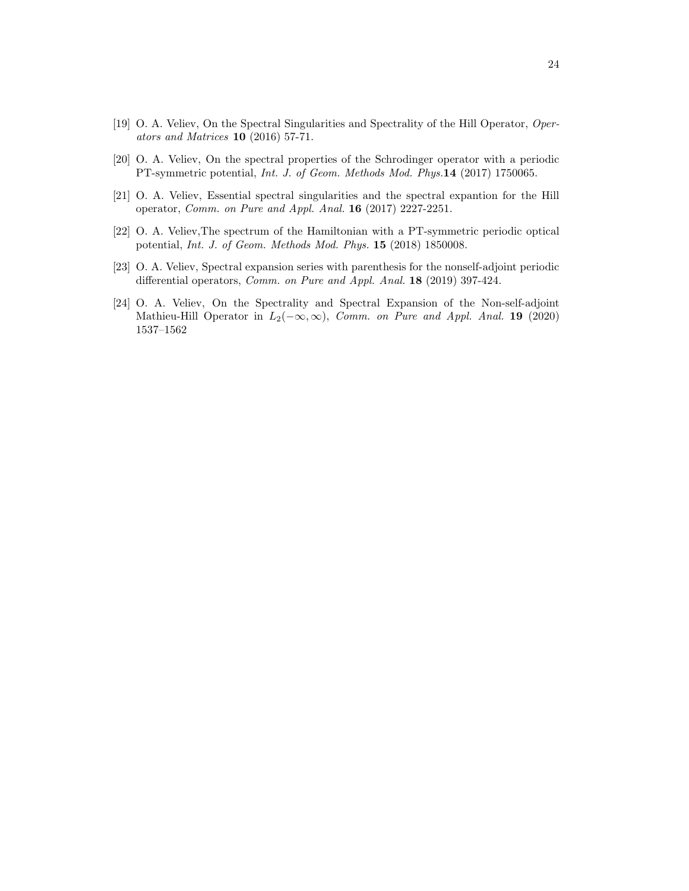[19] O. A. Veliev, On the Spectral Singularities and Spectrality of the Hill Operator, *Operators and Matrices* **10** (2016) 57-71.

[20] O. A. Veliev, On the spectral properties of the Schrodinger operator with a periodic PT-symmetric potential, *Int. J. of Geom. Methods Mod. Phys.* **14** (2017) 1750065.

[21] O. A. Veliev, Essential spectral singularities and the spectral expantion for the Hill operator, *Comm. on Pure and Appl. Anal.* **16** (2017) 2227-2251.

[22] O. A. Veliev,The spectrum of the Hamiltonian with a PT-symmetric periodic optical potential, *Int. J. of Geom. Methods Mod. Phys.* **15** (2018) 1850008.

[23] O. A. Veliev, Spectral expansion series with parenthesis for the nonself-adjoint periodic differential operators, *Comm. on Pure and Appl. Anal.* **18** (2019) 397-424.

[24] O. A. Veliev, On the Spectrality and Spectral Expansion of the Non-self-adjoint Mathieu-Hill Operator in $L_2(-\infty, \infty)$, *Comm. on Pure and Appl. Anal.* **19** (2020) 1537–1562